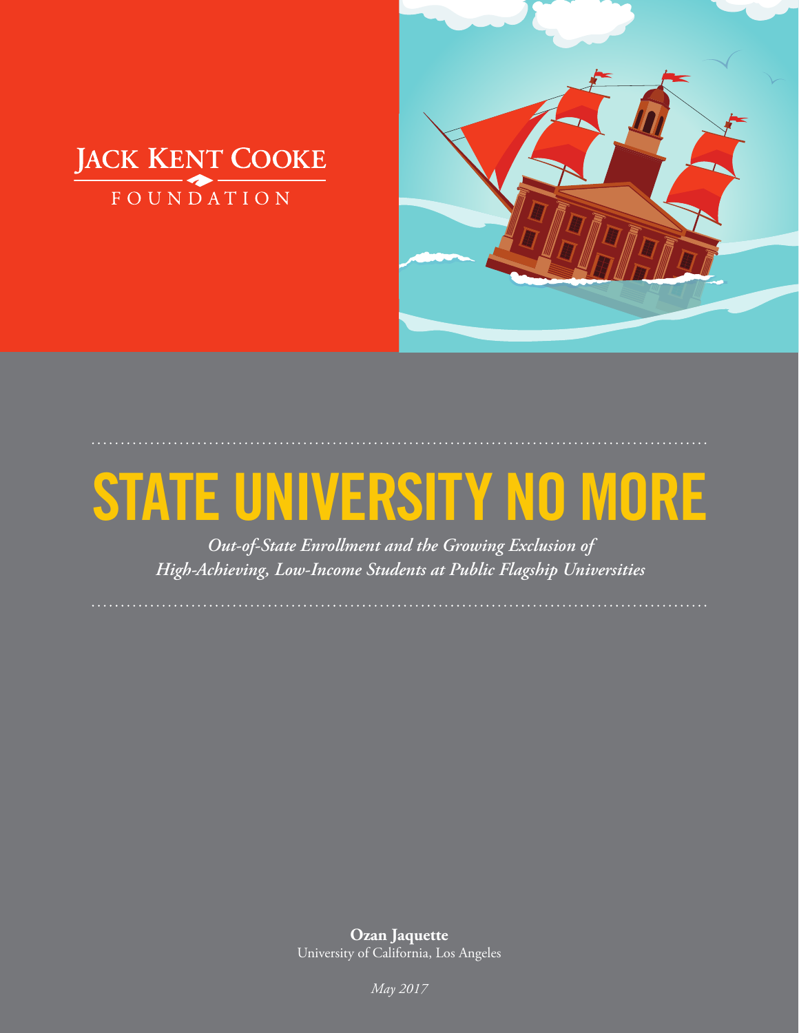JACK KENT COOKE FOUNDATION

# STATE UNIVERSITY NO MORE

*Out-of-State Enrollment and the Growing Exclusion of High-Achieving, Low-Income Students at Public Flagship Universities*

**Ozan Jaquette**
University of California, Los Angeles

*May 2017*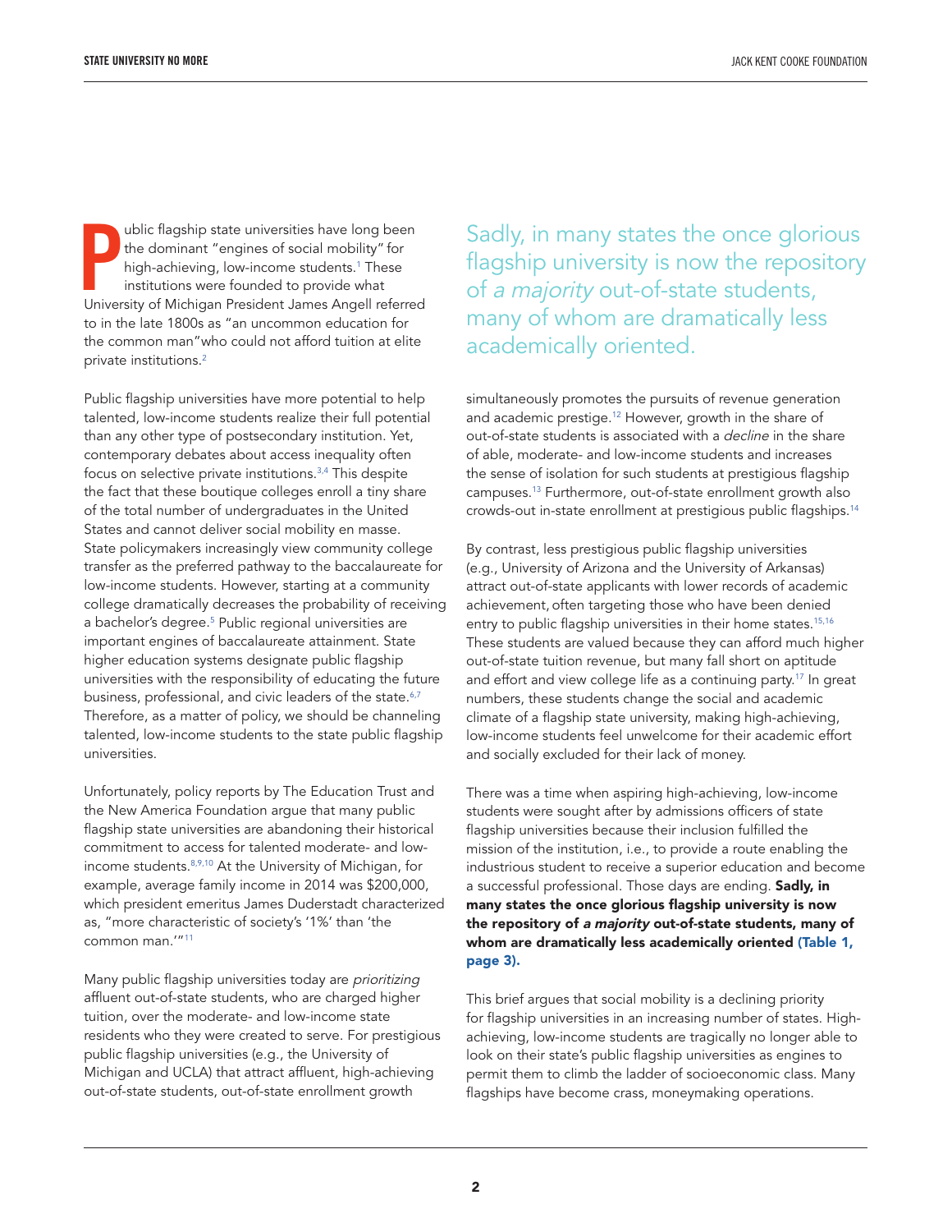Public flagship state universities have long been the dominant "engines of social mobility" for high-achieving, low-income students.[1] These institutions were founded to provide what University of Michigan President James Angell referred to in the late 1800s as "an uncommon education for the common man"who could not afford tuition at elite private institutions.[2]

Public flagship universities have more potential to help talented, low-income students realize their full potential than any other type of postsecondary institution. Yet, contemporary debates about access inequality often focus on selective private institutions.[3,4] This despite the fact that these boutique colleges enroll a tiny share of the total number of undergraduates in the United States and cannot deliver social mobility en masse. State policymakers increasingly view community college transfer as the preferred pathway to the baccalaureate for low-income students. However, starting at a community college dramatically decreases the probability of receiving a bachelor's degree.[5] Public regional universities are important engines of baccalaureate attainment. State higher education systems designate public flagship universities with the responsibility of educating the future business, professional, and civic leaders of the state.[6,7] Therefore, as a matter of policy, we should be channeling talented, low-income students to the state public flagship universities.

Unfortunately, policy reports by The Education Trust and the New America Foundation argue that many public flagship state universities are abandoning their historical commitment to access for talented moderate- and low-income students.[8,9,10] At the University of Michigan, for example, average family income in 2014 was $200,000, which president emeritus James Duderstadt characterized as, "more characteristic of society's '1%' than 'the common man.'"[11]

Many public flagship universities today are *prioritizing* affluent out-of-state students, who are charged higher tuition, over the moderate- and low-income state residents who they were created to serve. For prestigious public flagship universities (e.g., the University of Michigan and UCLA) that attract affluent, high-achieving out-of-state students, out-of-state enrollment growth simultaneously promotes the pursuits of revenue generation and academic prestige.[12] However, growth in the share of out-of-state students is associated with a *decline* in the share of able, moderate- and low-income students and increases the sense of isolation for such students at prestigious flagship campuses.[13] Furthermore, out-of-state enrollment growth also crowds-out in-state enrollment at prestigious public flagships.[14]

> Sadly, in many states the once glorious flagship university is now the repository of *a majority* out-of-state students, many of whom are dramatically less academically oriented.

By contrast, less prestigious public flagship universities (e.g., University of Arizona and the University of Arkansas) attract out-of-state applicants with lower records of academic achievement, often targeting those who have been denied entry to public flagship universities in their home states.[15,16] These students are valued because they can afford much higher out-of-state tuition revenue, but many fall short on aptitude and effort and view college life as a continuing party.[17] In great numbers, these students change the social and academic climate of a flagship state university, making high-achieving, low-income students feel unwelcome for their academic effort and socially excluded for their lack of money.

There was a time when aspiring high-achieving, low-income students were sought after by admissions officers of state flagship universities because their inclusion fulfilled the mission of the institution, i.e., to provide a route enabling the industrious student to receive a superior education and become a successful professional. Those days are ending. **Sadly, in many states the once glorious flagship university is now the repository of *a majority* out-of-state students, many of whom are dramatically less academically oriented (Table 1, page 3).**

This brief argues that social mobility is a declining priority for flagship universities in an increasing number of states. High-achieving, low-income students are tragically no longer able to look on their state's public flagship universities as engines to permit them to climb the ladder of socioeconomic class. Many flagships have become crass, moneymaking operations.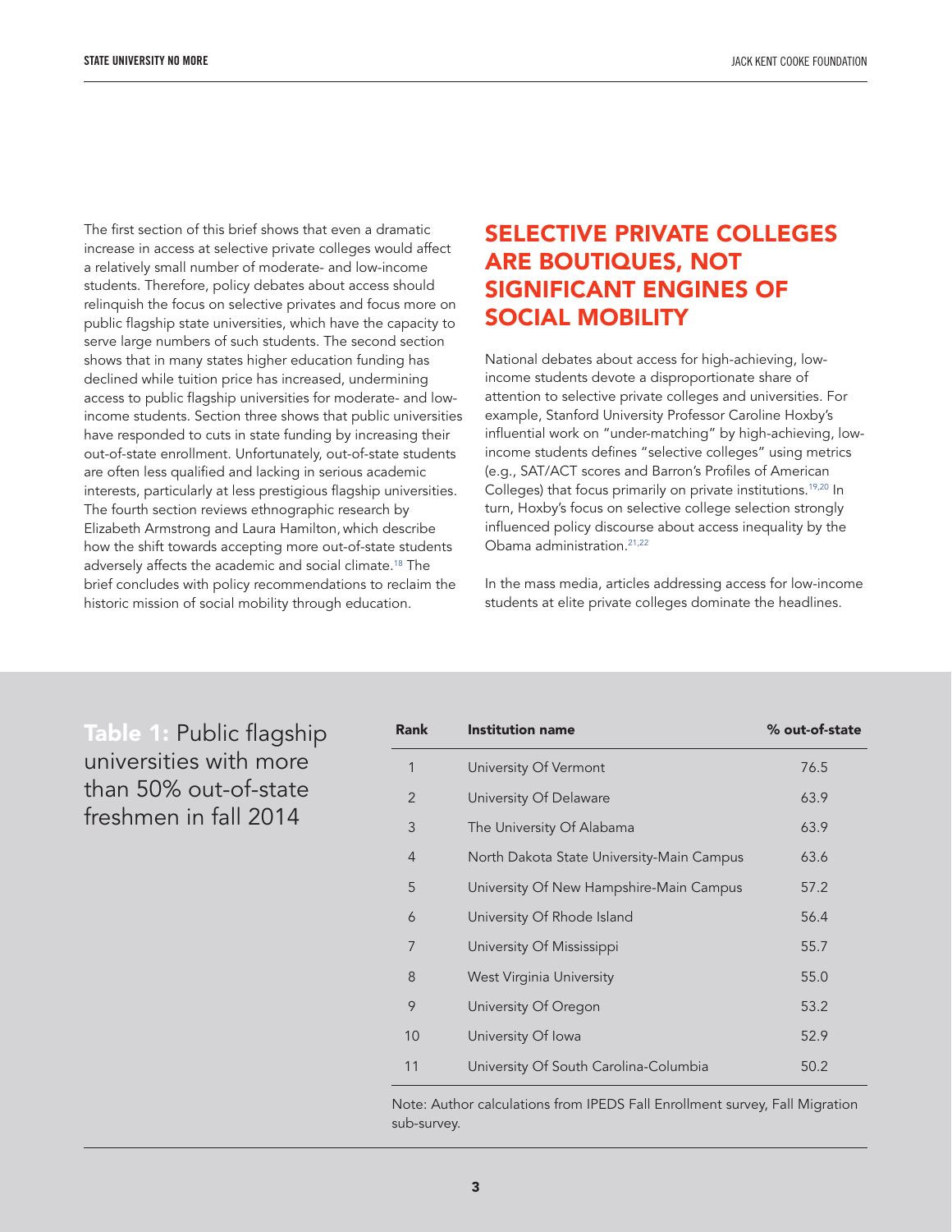The first section of this brief shows that even a dramatic increase in access at selective private colleges would affect a relatively small number of moderate- and low-income students. Therefore, policy debates about access should relinquish the focus on selective privates and focus more on public flagship state universities, which have the capacity to serve large numbers of such students. The second section shows that in many states higher education funding has declined while tuition price has increased, undermining access to public flagship universities for moderate- and low-income students. Section three shows that public universities have responded to cuts in state funding by increasing their out-of-state enrollment. Unfortunately, out-of-state students are often less qualified and lacking in serious academic interests, particularly at less prestigious flagship universities. The fourth section reviews ethnographic research by Elizabeth Armstrong and Laura Hamilton, which describe how the shift towards accepting more out-of-state students adversely affects the academic and social climate.[18] The brief concludes with policy recommendations to reclaim the historic mission of social mobility through education.

## SELECTIVE PRIVATE COLLEGES ARE BOUTIQUES, NOT SIGNIFICANT ENGINES OF SOCIAL MOBILITY

National debates about access for high-achieving, low-income students devote a disproportionate share of attention to selective private colleges and universities. For example, Stanford University Professor Caroline Hoxby's influential work on "under-matching" by high-achieving, low-income students defines "selective colleges" using metrics (e.g., SAT/ACT scores and Barron's Profiles of American Colleges) that focus primarily on private institutions.[19,20] In turn, Hoxby's focus on selective college selection strongly influenced policy discourse about access inequality by the Obama administration.[21,22]

In the mass media, articles addressing access for low-income students at elite private colleges dominate the headlines.

**Table 1:** Public flagship universities with more than 50% out-of-state freshmen in fall 2014

| Rank | Institution name | % out-of-state |
|---|---|---|
| 1 | University Of Vermont | 76.5 |
| 2 | University Of Delaware | 63.9 |
| 3 | The University Of Alabama | 63.9 |
| 4 | North Dakota State University-Main Campus | 63.6 |
| 5 | University Of New Hampshire-Main Campus | 57.2 |
| 6 | University Of Rhode Island | 56.4 |
| 7 | University Of Mississippi | 55.7 |
| 8 | West Virginia University | 55.0 |
| 9 | University Of Oregon | 53.2 |
| 10 | University Of Iowa | 52.9 |
| 11 | University Of South Carolina-Columbia | 50.2 |

Note: Author calculations from IPEDS Fall Enrollment survey, Fall Migration sub-survey.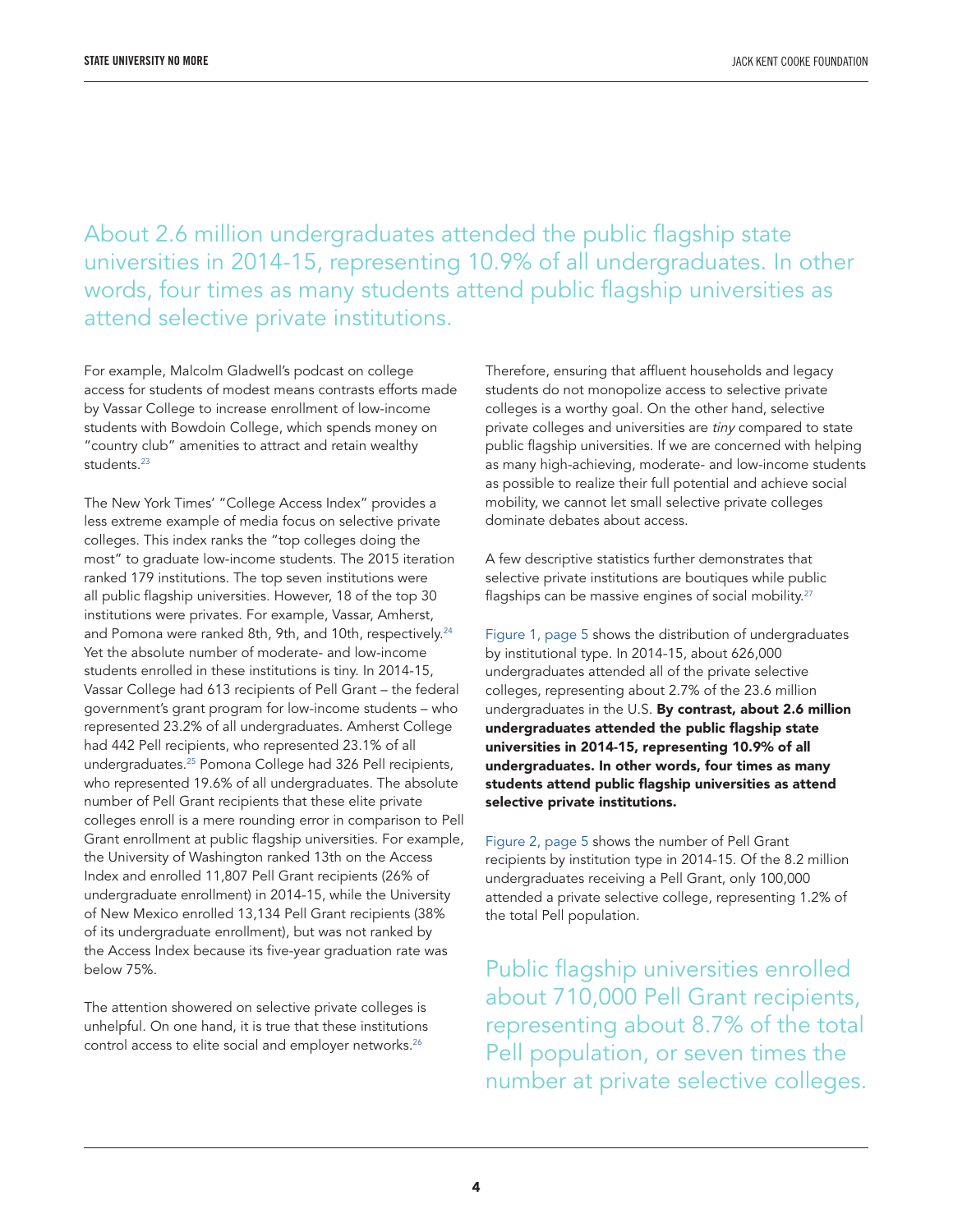About 2.6 million undergraduates attended the public flagship state universities in 2014-15, representing 10.9% of all undergraduates. In other words, four times as many students attend public flagship universities as attend selective private institutions.

For example, Malcolm Gladwell's podcast on college access for students of modest means contrasts efforts made by Vassar College to increase enrollment of low-income students with Bowdoin College, which spends money on "country club" amenities to attract and retain wealthy students.[23]

The New York Times' "College Access Index" provides a less extreme example of media focus on selective private colleges. This index ranks the "top colleges doing the most" to graduate low-income students. The 2015 iteration ranked 179 institutions. The top seven institutions were all public flagship universities. However, 18 of the top 30 institutions were privates. For example, Vassar, Amherst, and Pomona were ranked 8th, 9th, and 10th, respectively.[24] Yet the absolute number of moderate- and low-income students enrolled in these institutions is tiny. In 2014-15, Vassar College had 613 recipients of Pell Grant – the federal government's grant program for low-income students – who represented 23.2% of all undergraduates. Amherst College had 442 Pell recipients, who represented 23.1% of all undergraduates.[25] Pomona College had 326 Pell recipients, who represented 19.6% of all undergraduates. The absolute number of Pell Grant recipients that these elite private colleges enroll is a mere rounding error in comparison to Pell Grant enrollment at public flagship universities. For example, the University of Washington ranked 13th on the Access Index and enrolled 11,807 Pell Grant recipients (26% of undergraduate enrollment) in 2014-15, while the University of New Mexico enrolled 13,134 Pell Grant recipients (38% of its undergraduate enrollment), but was not ranked by the Access Index because its five-year graduation rate was below 75%.

The attention showered on selective private colleges is unhelpful. On one hand, it is true that these institutions control access to elite social and employer networks.[26] Therefore, ensuring that affluent households and legacy students do not monopolize access to selective private colleges is a worthy goal. On the other hand, selective private colleges and universities are *tiny* compared to state public flagship universities. If we are concerned with helping as many high-achieving, moderate- and low-income students as possible to realize their full potential and achieve social mobility, we cannot let small selective private colleges dominate debates about access.

A few descriptive statistics further demonstrates that selective private institutions are boutiques while public flagships can be massive engines of social mobility.[27]

Figure 1, page 5 shows the distribution of undergraduates by institutional type. In 2014-15, about 626,000 undergraduates attended all of the private selective colleges, representing about 2.7% of the 23.6 million undergraduates in the U.S. **By contrast, about 2.6 million undergraduates attended the public flagship state universities in 2014-15, representing 10.9% of all undergraduates. In other words, four times as many students attend public flagship universities as attend selective private institutions.**

Figure 2, page 5 shows the number of Pell Grant recipients by institution type in 2014-15. Of the 8.2 million undergraduates receiving a Pell Grant, only 100,000 attended a private selective college, representing 1.2% of the total Pell population.

Public flagship universities enrolled about 710,000 Pell Grant recipients, representing about 8.7% of the total Pell population, or seven times the number at private selective colleges.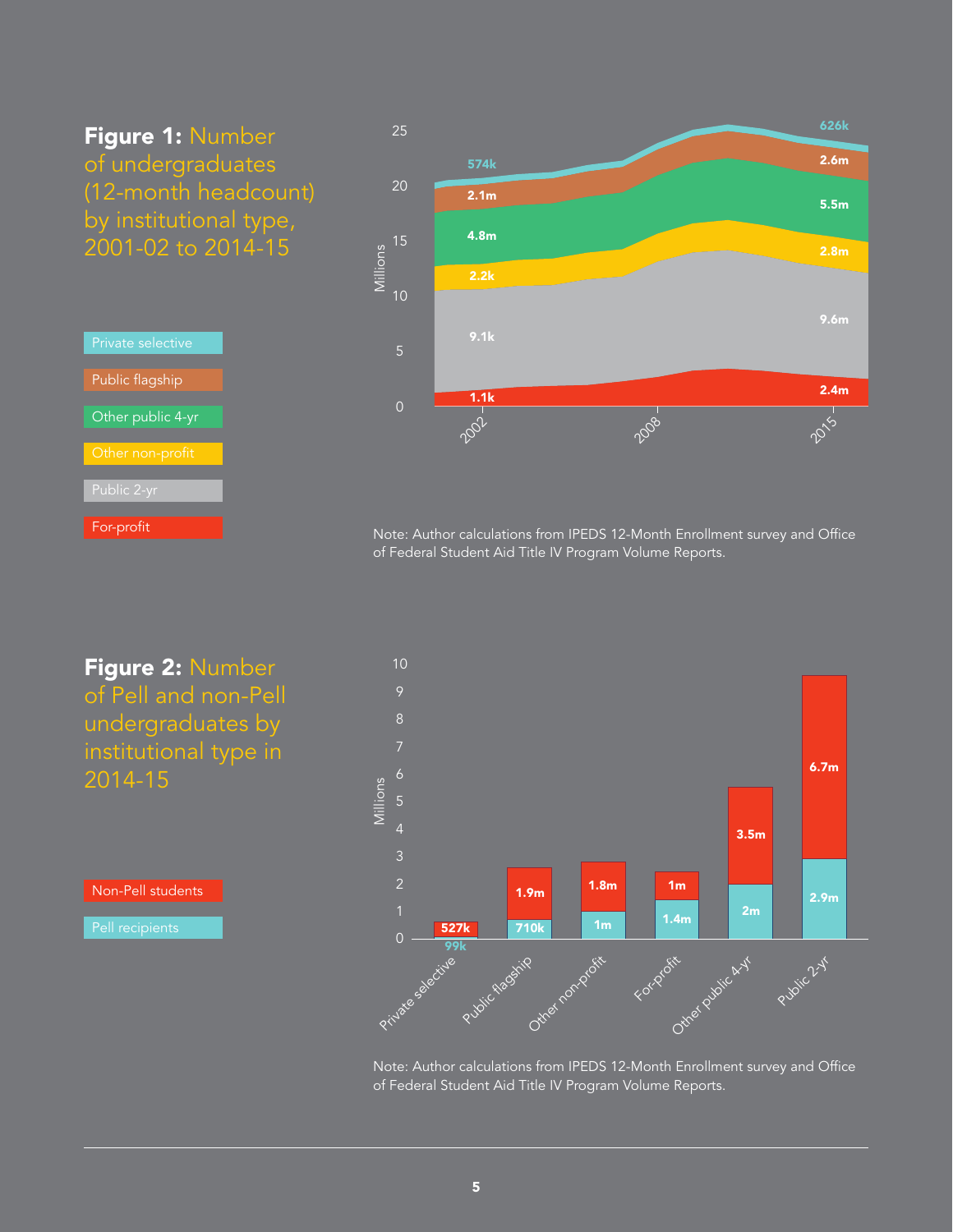**Figure 1:** Number of undergraduates (12-month headcount) by institutional type, 2001-02 to 2014-15

Note: Author calculations from IPEDS 12-Month Enrollment survey and Office of Federal Student Aid Title IV Program Volume Reports.

**Figure 2:** Number of Pell and non-Pell undergraduates by institutional type in 2014-15

| Institutional type | Pell recipients | Non-Pell students |
|---|---|---|
| Private selective | 99k | 527k |
| Public flagship | 710k | 1.9m |
| Other non-profit | 1m | 1.8m |
| For-profit | 1.4m | 1m |
| Other public 4-yr | 2m | 3.5m |
| Public 2-yr | 2.9m | 6.7m |

Note: Author calculations from IPEDS 12-Month Enrollment survey and Office of Federal Student Aid Title IV Program Volume Reports.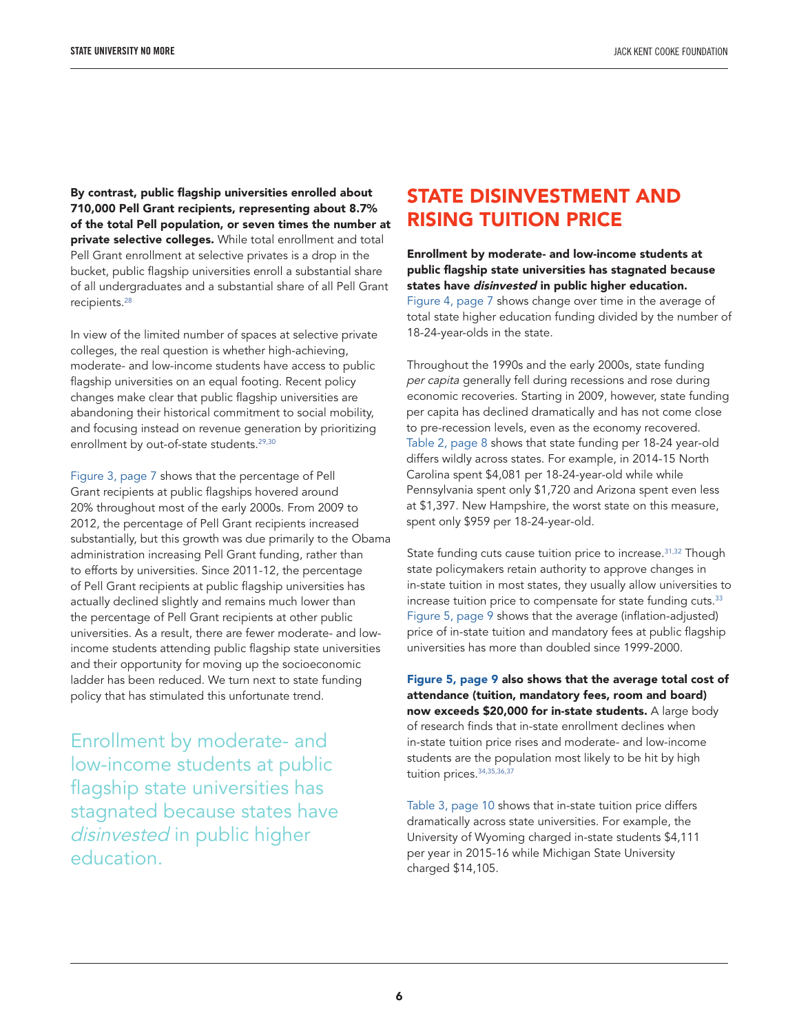**By contrast, public flagship universities enrolled about 710,000 Pell Grant recipients, representing about 8.7% of the total Pell population, or seven times the number at private selective colleges.** While total enrollment and total Pell Grant enrollment at selective privates is a drop in the bucket, public flagship universities enroll a substantial share of all undergraduates and a substantial share of all Pell Grant recipients.[28]

In view of the limited number of spaces at selective private colleges, the real question is whether high-achieving, moderate- and low-income students have access to public flagship universities on an equal footing. Recent policy changes make clear that public flagship universities are abandoning their historical commitment to social mobility, and focusing instead on revenue generation by prioritizing enrollment by out-of-state students.[29,30]

Figure 3, page 7 shows that the percentage of Pell Grant recipients at public flagships hovered around 20% throughout most of the early 2000s. From 2009 to 2012, the percentage of Pell Grant recipients increased substantially, but this growth was due primarily to the Obama administration increasing Pell Grant funding, rather than to efforts by universities. Since 2011-12, the percentage of Pell Grant recipients at public flagship universities has actually declined slightly and remains much lower than the percentage of Pell Grant recipients at other public universities. As a result, there are fewer moderate- and low-income students attending public flagship state universities and their opportunity for moving up the socioeconomic ladder has been reduced. We turn next to state funding policy that has stimulated this unfortunate trend.

> Enrollment by moderate- and low-income students at public flagship state universities has stagnated because states have *disinvested* in public higher education.

## STATE DISINVESTMENT AND RISING TUITION PRICE

**Enrollment by moderate- and low-income students at public flagship state universities has stagnated because states have *disinvested* in public higher education.** Figure 4, page 7 shows change over time in the average of total state higher education funding divided by the number of 18-24-year-olds in the state.

Throughout the 1990s and the early 2000s, state funding *per capita* generally fell during recessions and rose during economic recoveries. Starting in 2009, however, state funding per capita has declined dramatically and has not come close to pre-recession levels, even as the economy recovered. Table 2, page 8 shows that state funding per 18-24 year-old differs wildly across states. For example, in 2014-15 North Carolina spent $4,081 per 18-24-year-old while while Pennsylvania spent only $1,720 and Arizona spent even less at $1,397. New Hampshire, the worst state on this measure, spent only $959 per 18-24-year-old.

State funding cuts cause tuition price to increase.[31,32] Though state policymakers retain authority to approve changes in in-state tuition in most states, they usually allow universities to increase tuition price to compensate for state funding cuts.[33] Figure 5, page 9 shows that the average (inflation-adjusted) price of in-state tuition and mandatory fees at public flagship universities has more than doubled since 1999-2000.

**Figure 5, page 9 also shows that the average total cost of attendance (tuition, mandatory fees, room and board) now exceeds $20,000 for in-state students.** A large body of research finds that in-state enrollment declines when in-state tuition price rises and moderate- and low-income students are the population most likely to be hit by high tuition prices.[34,35,36,37]

Table 3, page 10 shows that in-state tuition price differs dramatically across state universities. For example, the University of Wyoming charged in-state students $4,111 per year in 2015-16 while Michigan State University charged $14,105.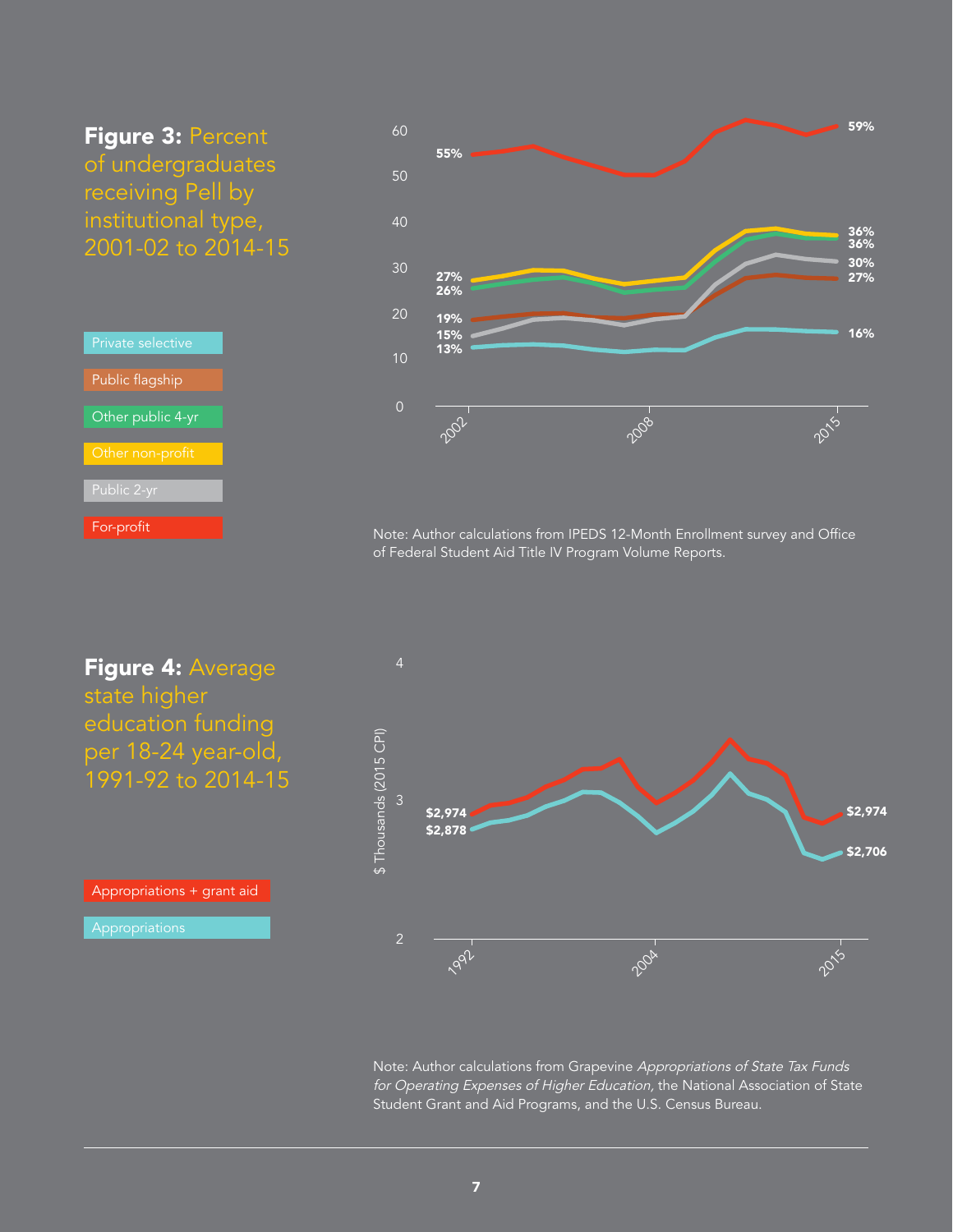**Figure 3:** Percent of undergraduates receiving Pell by institutional type, 2001-02 to 2014-15

Private selective

Public flagship

Other public 4-yr

Other non-profit

Public 2-yr

For-profit

60

50

40

30

20

10

0

55%

27%

26%

19%

15%

13%

59%

36%

36%

30%

27%

16%

2002

2008

2015

Note: Author calculations from IPEDS 12-Month Enrollment survey and Office of Federal Student Aid Title IV Program Volume Reports.

**Figure 4:** Average state higher education funding per 18-24 year-old, 1991-92 to 2014-15

Appropriations + grant aid

Appropriations

$ Thousands (2015 CPI)

4

3

2

$2,974

$2,878

$2,974

$2,706

1992

2004

2015

Note: Author calculations from Grapevine *Appropriations of State Tax Funds for Operating Expenses of Higher Education,* the National Association of State Student Grant and Aid Programs, and the U.S. Census Bureau.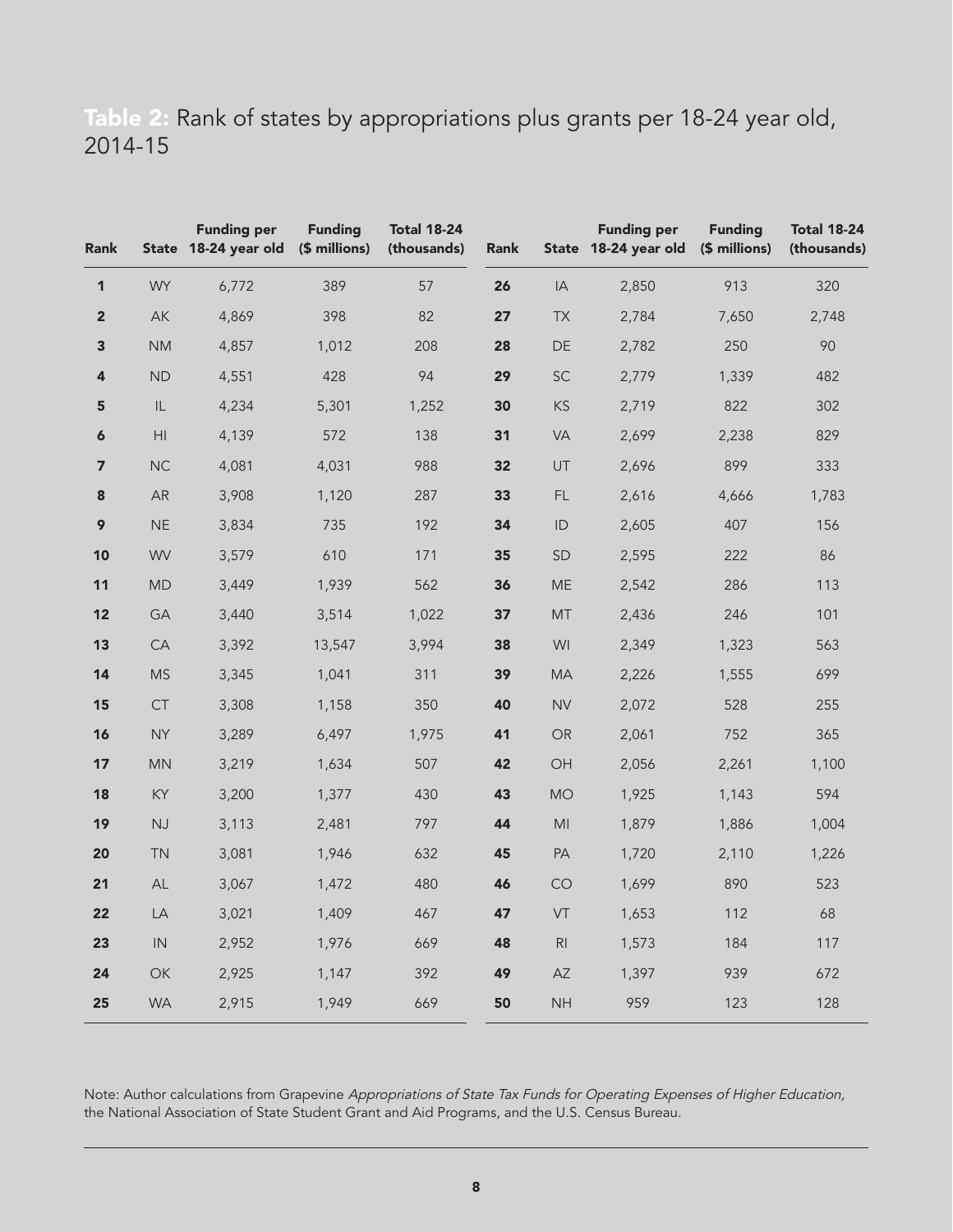**Table 2:** Rank of states by appropriations plus grants per 18-24 year old, 2014-15

| Rank | State | Funding per 18-24 year old | Funding ($ millions) | Total 18-24 (thousands) | Rank | State | Funding per 18-24 year old | Funding ($ millions) | Total 18-24 (thousands) |
|---|---|---|---|---|---|---|---|---|---|
| **1** | WY | 6,772 | 389 | 57 | **26** | IA | 2,850 | 913 | 320 |
| **2** | AK | 4,869 | 398 | 82 | **27** | TX | 2,784 | 7,650 | 2,748 |
| **3** | NM | 4,857 | 1,012 | 208 | **28** | DE | 2,782 | 250 | 90 |
| **4** | ND | 4,551 | 428 | 94 | **29** | SC | 2,779 | 1,339 | 482 |
| **5** | IL | 4,234 | 5,301 | 1,252 | **30** | KS | 2,719 | 822 | 302 |
| **6** | HI | 4,139 | 572 | 138 | **31** | VA | 2,699 | 2,238 | 829 |
| **7** | NC | 4,081 | 4,031 | 988 | **32** | UT | 2,696 | 899 | 333 |
| **8** | AR | 3,908 | 1,120 | 287 | **33** | FL | 2,616 | 4,666 | 1,783 |
| **9** | NE | 3,834 | 735 | 192 | **34** | ID | 2,605 | 407 | 156 |
| **10** | WV | 3,579 | 610 | 171 | **35** | SD | 2,595 | 222 | 86 |
| **11** | MD | 3,449 | 1,939 | 562 | **36** | ME | 2,542 | 286 | 113 |
| **12** | GA | 3,440 | 3,514 | 1,022 | **37** | MT | 2,436 | 246 | 101 |
| **13** | CA | 3,392 | 13,547 | 3,994 | **38** | WI | 2,349 | 1,323 | 563 |
| **14** | MS | 3,345 | 1,041 | 311 | **39** | MA | 2,226 | 1,555 | 699 |
| **15** | CT | 3,308 | 1,158 | 350 | **40** | NV | 2,072 | 528 | 255 |
| **16** | NY | 3,289 | 6,497 | 1,975 | **41** | OR | 2,061 | 752 | 365 |
| **17** | MN | 3,219 | 1,634 | 507 | **42** | OH | 2,056 | 2,261 | 1,100 |
| **18** | KY | 3,200 | 1,377 | 430 | **43** | MO | 1,925 | 1,143 | 594 |
| **19** | NJ | 3,113 | 2,481 | 797 | **44** | MI | 1,879 | 1,886 | 1,004 |
| **20** | TN | 3,081 | 1,946 | 632 | **45** | PA | 1,720 | 2,110 | 1,226 |
| **21** | AL | 3,067 | 1,472 | 480 | **46** | CO | 1,699 | 890 | 523 |
| **22** | LA | 3,021 | 1,409 | 467 | **47** | VT | 1,653 | 112 | 68 |
| **23** | IN | 2,952 | 1,976 | 669 | **48** | RI | 1,573 | 184 | 117 |
| **24** | OK | 2,925 | 1,147 | 392 | **49** | AZ | 1,397 | 939 | 672 |
| **25** | WA | 2,915 | 1,949 | 669 | **50** | NH | 959 | 123 | 128 |

Note: Author calculations from Grapevine *Appropriations of State Tax Funds for Operating Expenses of Higher Education,* the National Association of State Student Grant and Aid Programs, and the U.S. Census Bureau.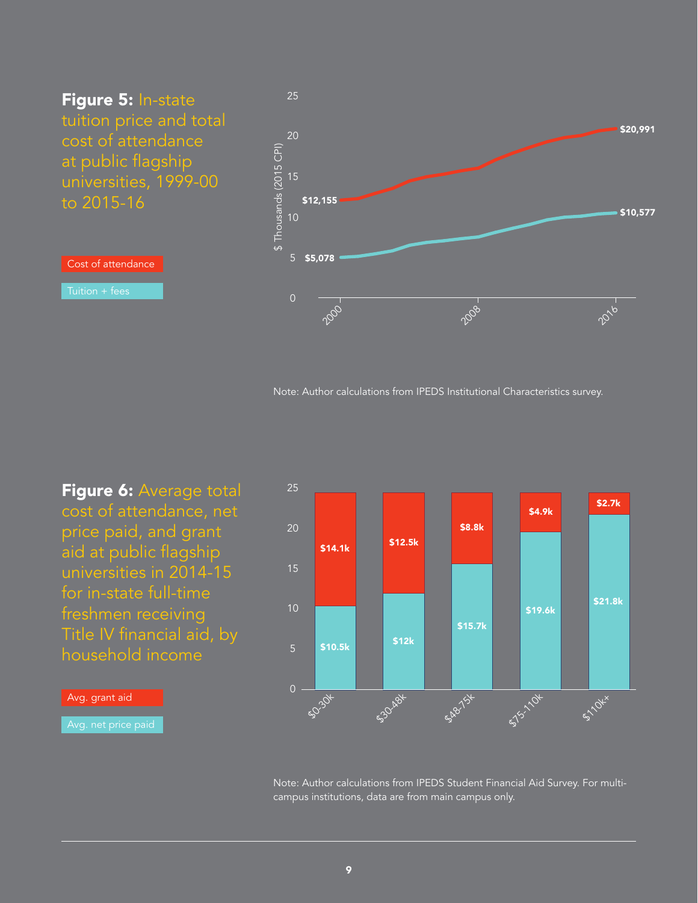**Figure 5:** In-state tuition price and total cost of attendance at public flagship universities, 1999-00 to 2015-16

Cost of attendance

Tuition + fees

| | 2000 | 2016 |
|---|---|---|
| Cost of attendance | $12,155 | $20,991 |
| Tuition + fees | $5,078 | $10,577 |

Note: Author calculations from IPEDS Institutional Characteristics survey.

**Figure 6:** Average total cost of attendance, net price paid, and grant aid at public flagship universities in 2014-15 for in-state full-time freshmen receiving Title IV financial aid, by household income

Avg. grant aid

Avg. net price paid

| Household income | Avg. grant aid | Avg. net price paid |
|---|---|---|
| $0-30k | $14.1k | $10.5k |
| $30-48k | $12.5k | $12k |
| $48-75k | $8.8k | $15.7k |
| $75-110k | $4.9k | $19.6k |
| $110k+ | $2.7k | $21.8k |

Note: Author calculations from IPEDS Student Financial Aid Survey. For multi-campus institutions, data are from main campus only.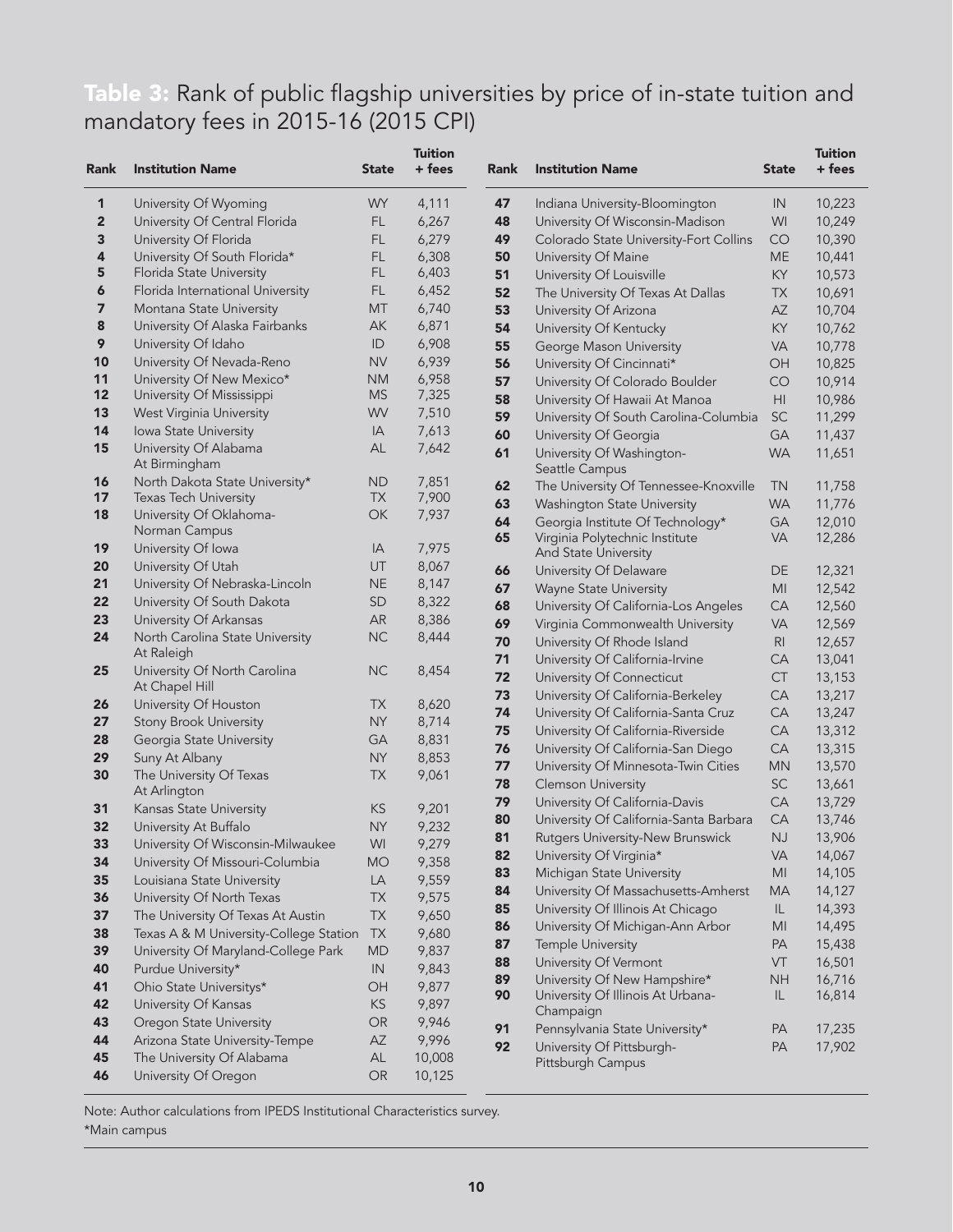## Table 3: Rank of public flagship universities by price of in-state tuition and mandatory fees in 2015-16 (2015 CPI)

| Rank | Institution Name | State | Tuition + fees |
|---|---|---|---|
| 1 | University Of Wyoming | WY | 4,111 |
| 2 | University Of Central Florida | FL | 6,267 |
| 3 | University Of Florida | FL | 6,279 |
| 4 | University Of South Florida* | FL | 6,308 |
| 5 | Florida State University | FL | 6,403 |
| 6 | Florida International University | FL | 6,452 |
| 7 | Montana State University | MT | 6,740 |
| 8 | University Of Alaska Fairbanks | AK | 6,871 |
| 9 | University Of Idaho | ID | 6,908 |
| 10 | University Of Nevada-Reno | NV | 6,939 |
| 11 | University Of New Mexico* | NM | 6,958 |
| 12 | University Of Mississippi | MS | 7,325 |
| 13 | West Virginia University | WV | 7,510 |
| 14 | Iowa State University | IA | 7,613 |
| 15 | University Of Alabama At Birmingham | AL | 7,642 |
| 16 | North Dakota State University* | ND | 7,851 |
| 17 | Texas Tech University | TX | 7,900 |
| 18 | University Of Oklahoma-Norman Campus | OK | 7,937 |
| 19 | University Of Iowa | IA | 7,975 |
| 20 | University Of Utah | UT | 8,067 |
| 21 | University Of Nebraska-Lincoln | NE | 8,147 |
| 22 | University Of South Dakota | SD | 8,322 |
| 23 | University Of Arkansas | AR | 8,386 |
| 24 | North Carolina State University At Raleigh | NC | 8,444 |
| 25 | University Of North Carolina At Chapel Hill | NC | 8,454 |
| 26 | University Of Houston | TX | 8,620 |
| 27 | Stony Brook University | NY | 8,714 |
| 28 | Georgia State University | GA | 8,831 |
| 29 | Suny At Albany | NY | 8,853 |
| 30 | The University Of Texas At Arlington | TX | 9,061 |
| 31 | Kansas State University | KS | 9,201 |
| 32 | University At Buffalo | NY | 9,232 |
| 33 | University Of Wisconsin-Milwaukee | WI | 9,279 |
| 34 | University Of Missouri-Columbia | MO | 9,358 |
| 35 | Louisiana State University | LA | 9,559 |
| 36 | University Of North Texas | TX | 9,575 |
| 37 | The University Of Texas At Austin | TX | 9,650 |
| 38 | Texas A & M University-College Station | TX | 9,680 |
| 39 | University Of Maryland-College Park | MD | 9,837 |
| 40 | Purdue University* | IN | 9,843 |
| 41 | Ohio State Universitys* | OH | 9,877 |
| 42 | University Of Kansas | KS | 9,897 |
| 43 | Oregon State University | OR | 9,946 |
| 44 | Arizona State University-Tempe | AZ | 9,996 |
| 45 | The University Of Alabama | AL | 10,008 |
| 46 | University Of Oregon | OR | 10,125 |
| 47 | Indiana University-Bloomington | IN | 10,223 |
| 48 | University Of Wisconsin-Madison | WI | 10,249 |
| 49 | Colorado State University-Fort Collins | CO | 10,390 |
| 50 | University Of Maine | ME | 10,441 |
| 51 | University Of Louisville | KY | 10,573 |
| 52 | The University Of Texas At Dallas | TX | 10,691 |
| 53 | University Of Arizona | AZ | 10,704 |
| 54 | University Of Kentucky | KY | 10,762 |
| 55 | George Mason University | VA | 10,778 |
| 56 | University Of Cincinnati* | OH | 10,825 |
| 57 | University Of Colorado Boulder | CO | 10,914 |
| 58 | University Of Hawaii At Manoa | HI | 10,986 |
| 59 | University Of South Carolina-Columbia | SC | 11,299 |
| 60 | University Of Georgia | GA | 11,437 |
| 61 | University Of Washington-Seattle Campus | WA | 11,651 |
| 62 | The University Of Tennessee-Knoxville | TN | 11,758 |
| 63 | Washington State University | WA | 11,776 |
| 64 | Georgia Institute Of Technology* | GA | 12,010 |
| 65 | Virginia Polytechnic Institute And State University | VA | 12,286 |
| 66 | University Of Delaware | DE | 12,321 |
| 67 | Wayne State University | MI | 12,542 |
| 68 | University Of California-Los Angeles | CA | 12,560 |
| 69 | Virginia Commonwealth University | VA | 12,569 |
| 70 | University Of Rhode Island | RI | 12,657 |
| 71 | University Of California-Irvine | CA | 13,041 |
| 72 | University Of Connecticut | CT | 13,153 |
| 73 | University Of California-Berkeley | CA | 13,217 |
| 74 | University Of California-Santa Cruz | CA | 13,247 |
| 75 | University Of California-Riverside | CA | 13,312 |
| 76 | University Of California-San Diego | CA | 13,315 |
| 77 | University Of Minnesota-Twin Cities | MN | 13,570 |
| 78 | Clemson University | SC | 13,661 |
| 79 | University Of California-Davis | CA | 13,729 |
| 80 | University Of California-Santa Barbara | CA | 13,746 |
| 81 | Rutgers University-New Brunswick | NJ | 13,906 |
| 82 | University Of Virginia* | VA | 14,067 |
| 83 | Michigan State University | MI | 14,105 |
| 84 | University Of Massachusetts-Amherst | MA | 14,127 |
| 85 | University Of Illinois At Chicago | IL | 14,393 |
| 86 | University Of Michigan-Ann Arbor | MI | 14,495 |
| 87 | Temple University | PA | 15,438 |
| 88 | University Of Vermont | VT | 16,501 |
| 89 | University Of New Hampshire* | NH | 16,716 |
| 90 | University Of Illinois At Urbana-Champaign | IL | 16,814 |
| 91 | Pennsylvania State University* | PA | 17,235 |
| 92 | University Of Pittsburgh-Pittsburgh Campus | PA | 17,902 |

Note: Author calculations from IPEDS Institutional Characteristics survey.

*Main campus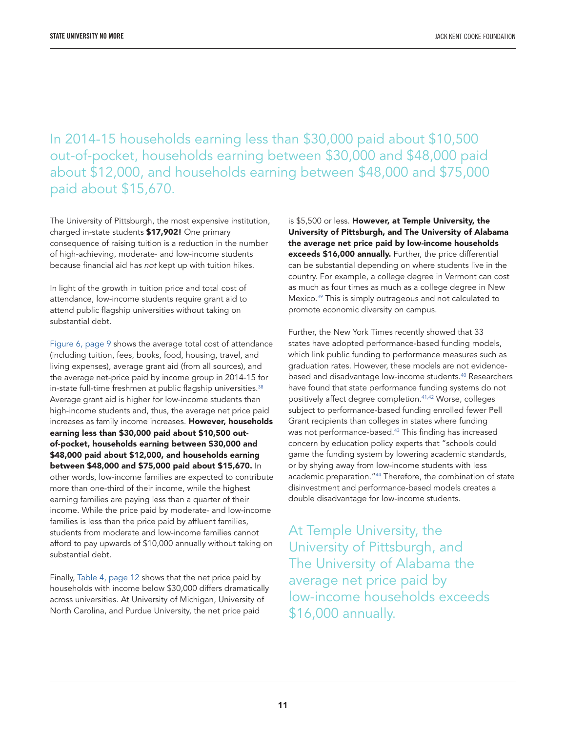In 2014-15 households earning less than $30,000 paid about $10,500 out-of-pocket, households earning between $30,000 and $48,000 paid about $12,000, and households earning between $48,000 and $75,000 paid about $15,670.

The University of Pittsburgh, the most expensive institution, charged in-state students **$17,902!** One primary consequence of raising tuition is a reduction in the number of high-achieving, moderate- and low-income students because financial aid has *not* kept up with tuition hikes.

In light of the growth in tuition price and total cost of attendance, low-income students require grant aid to attend public flagship universities without taking on substantial debt.

Figure 6, page 9 shows the average total cost of attendance (including tuition, fees, books, food, housing, travel, and living expenses), average grant aid (from all sources), and the average net-price paid by income group in 2014-15 for in-state full-time freshmen at public flagship universities.[38] Average grant aid is higher for low-income students than high-income students and, thus, the average net price paid increases as family income increases. **However, households earning less than $30,000 paid about $10,500 out-of-pocket, households earning between $30,000 and $48,000 paid about $12,000, and households earning between $48,000 and $75,000 paid about $15,670.** In other words, low-income families are expected to contribute more than one-third of their income, while the highest earning families are paying less than a quarter of their income. While the price paid by moderate- and low-income families is less than the price paid by affluent families, students from moderate and low-income families cannot afford to pay upwards of $10,000 annually without taking on substantial debt.

Finally, Table 4, page 12 shows that the net price paid by households with income below $30,000 differs dramatically across universities. At University of Michigan, University of North Carolina, and Purdue University, the net price paid is $5,500 or less. **However, at Temple University, the University of Pittsburgh, and The University of Alabama the average net price paid by low-income households exceeds $16,000 annually.** Further, the price differential can be substantial depending on where students live in the country. For example, a college degree in Vermont can cost as much as four times as much as a college degree in New Mexico.[39] This is simply outrageous and not calculated to promote economic diversity on campus.

Further, the New York Times recently showed that 33 states have adopted performance-based funding models, which link public funding to performance measures such as graduation rates. However, these models are not evidence-based and disadvantage low-income students.[40] Researchers have found that state performance funding systems do not positively affect degree completion.[41,42] Worse, colleges subject to performance-based funding enrolled fewer Pell Grant recipients than colleges in states where funding was not performance-based.[43] This finding has increased concern by education policy experts that "schools could game the funding system by lowering academic standards, or by shying away from low-income students with less academic preparation."[44] Therefore, the combination of state disinvestment and performance-based models creates a double disadvantage for low-income students.

At Temple University, the University of Pittsburgh, and The University of Alabama the average net price paid by low-income households exceeds $16,000 annually.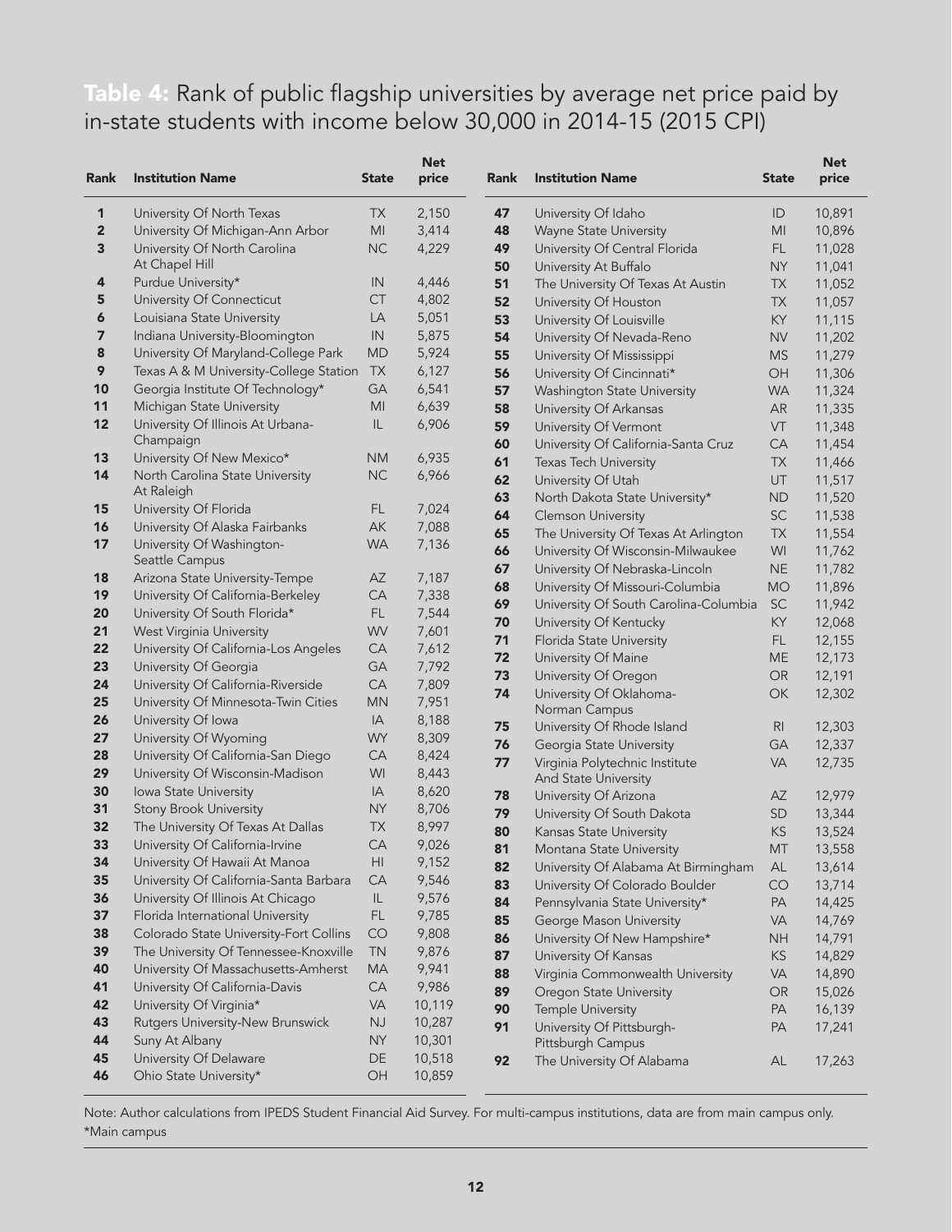**Table 4:** Rank of public flagship universities by average net price paid by in-state students with income below 30,000 in 2014-15 (2015 CPI)

| Rank | Institution Name | State | Net price |
|---|---|---|---|
| 1 | University Of North Texas | TX | 2,150 |
| 2 | University Of Michigan-Ann Arbor | MI | 3,414 |
| 3 | University Of North Carolina At Chapel Hill | NC | 4,229 |
| 4 | Purdue University* | IN | 4,446 |
| 5 | University Of Connecticut | CT | 4,802 |
| 6 | Louisiana State University | LA | 5,051 |
| 7 | Indiana University-Bloomington | IN | 5,875 |
| 8 | University Of Maryland-College Park | MD | 5,924 |
| 9 | Texas A & M University-College Station | TX | 6,127 |
| 10 | Georgia Institute Of Technology* | GA | 6,541 |
| 11 | Michigan State University | MI | 6,639 |
| 12 | University Of Illinois At Urbana-Champaign | IL | 6,906 |
| 13 | University Of New Mexico* | NM | 6,935 |
| 14 | North Carolina State University At Raleigh | NC | 6,966 |
| 15 | University Of Florida | FL | 7,024 |
| 16 | University Of Alaska Fairbanks | AK | 7,088 |
| 17 | University Of Washington-Seattle Campus | WA | 7,136 |
| 18 | Arizona State University-Tempe | AZ | 7,187 |
| 19 | University Of California-Berkeley | CA | 7,338 |
| 20 | University Of South Florida* | FL | 7,544 |
| 21 | West Virginia University | WV | 7,601 |
| 22 | University Of California-Los Angeles | CA | 7,612 |
| 23 | University Of Georgia | GA | 7,792 |
| 24 | University Of California-Riverside | CA | 7,809 |
| 25 | University Of Minnesota-Twin Cities | MN | 7,951 |
| 26 | University Of Iowa | IA | 8,188 |
| 27 | University Of Wyoming | WY | 8,309 |
| 28 | University Of California-San Diego | CA | 8,424 |
| 29 | University Of Wisconsin-Madison | WI | 8,443 |
| 30 | Iowa State University | IA | 8,620 |
| 31 | Stony Brook University | NY | 8,706 |
| 32 | The University Of Texas At Dallas | TX | 8,997 |
| 33 | University Of California-Irvine | CA | 9,026 |
| 34 | University Of Hawaii At Manoa | HI | 9,152 |
| 35 | University Of California-Santa Barbara | CA | 9,546 |
| 36 | University Of Illinois At Chicago | IL | 9,576 |
| 37 | Florida International University | FL | 9,785 |
| 38 | Colorado State University-Fort Collins | CO | 9,808 |
| 39 | The University Of Tennessee-Knoxville | TN | 9,876 |
| 40 | University Of Massachusetts-Amherst | MA | 9,941 |
| 41 | University Of California-Davis | CA | 9,986 |
| 42 | University Of Virginia* | VA | 10,119 |
| 43 | Rutgers University-New Brunswick | NJ | 10,287 |
| 44 | Suny At Albany | NY | 10,301 |
| 45 | University Of Delaware | DE | 10,518 |
| 46 | Ohio State University* | OH | 10,859 |
| 47 | University Of Idaho | ID | 10,891 |
| 48 | Wayne State University | MI | 10,896 |
| 49 | University Of Central Florida | FL | 11,028 |
| 50 | University At Buffalo | NY | 11,041 |
| 51 | The University Of Texas At Austin | TX | 11,052 |
| 52 | University Of Houston | TX | 11,057 |
| 53 | University Of Louisville | KY | 11,115 |
| 54 | University Of Nevada-Reno | NV | 11,202 |
| 55 | University Of Mississippi | MS | 11,279 |
| 56 | University Of Cincinnati* | OH | 11,306 |
| 57 | Washington State University | WA | 11,324 |
| 58 | University Of Arkansas | AR | 11,335 |
| 59 | University Of Vermont | VT | 11,348 |
| 60 | University Of California-Santa Cruz | CA | 11,454 |
| 61 | Texas Tech University | TX | 11,466 |
| 62 | University Of Utah | UT | 11,517 |
| 63 | North Dakota State University* | ND | 11,520 |
| 64 | Clemson University | SC | 11,538 |
| 65 | The University Of Texas At Arlington | TX | 11,554 |
| 66 | University Of Wisconsin-Milwaukee | WI | 11,762 |
| 67 | University Of Nebraska-Lincoln | NE | 11,782 |
| 68 | University Of Missouri-Columbia | MO | 11,896 |
| 69 | University Of South Carolina-Columbia | SC | 11,942 |
| 70 | University Of Kentucky | KY | 12,068 |
| 71 | Florida State University | FL | 12,155 |
| 72 | University Of Maine | ME | 12,173 |
| 73 | University Of Oregon | OR | 12,191 |
| 74 | University Of Oklahoma-Norman Campus | OK | 12,302 |
| 75 | University Of Rhode Island | RI | 12,303 |
| 76 | Georgia State University | GA | 12,337 |
| 77 | Virginia Polytechnic Institute And State University | VA | 12,735 |
| 78 | University Of Arizona | AZ | 12,979 |
| 79 | University Of South Dakota | SD | 13,344 |
| 80 | Kansas State University | KS | 13,524 |
| 81 | Montana State University | MT | 13,558 |
| 82 | University Of Alabama At Birmingham | AL | 13,614 |
| 83 | University Of Colorado Boulder | CO | 13,714 |
| 84 | Pennsylvania State University* | PA | 14,425 |
| 85 | George Mason University | VA | 14,769 |
| 86 | University Of New Hampshire* | NH | 14,791 |
| 87 | University Of Kansas | KS | 14,829 |
| 88 | Virginia Commonwealth University | VA | 14,890 |
| 89 | Oregon State University | OR | 15,026 |
| 90 | Temple University | PA | 16,139 |
| 91 | University Of Pittsburgh-Pittsburgh Campus | PA | 17,241 |
| 92 | The University Of Alabama | AL | 17,263 |

Note: Author calculations from IPEDS Student Financial Aid Survey. For multi-campus institutions, data are from main campus only.
*Main campus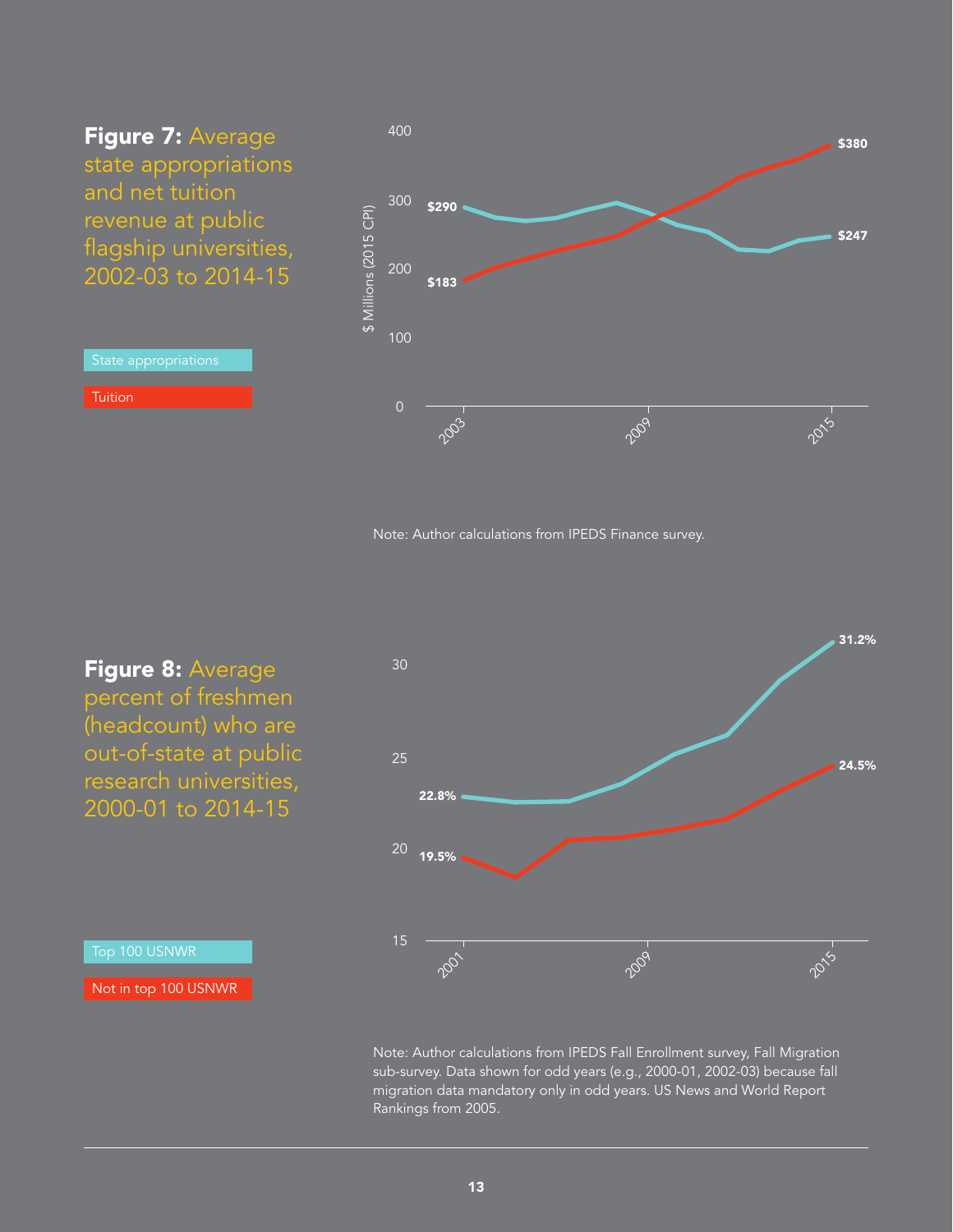**Figure 7:** Average state appropriations and net tuition revenue at public flagship universities, 2002-03 to 2014-15

State appropriations

Tuition

$ Millions (2015 CPI)

400

300

200

100

0

$290

$183

$380

$247

2003

2009

2015

Note: Author calculations from IPEDS Finance survey.

**Figure 8:** Average percent of freshmen (headcount) who are out-of-state at public research universities, 2000-01 to 2014-15

Top 100 USNWR

Not in top 100 USNWR

30

25

20

15

22.8%

19.5%

31.2%

24.5%

2001

2009

2015

Note: Author calculations from IPEDS Fall Enrollment survey, Fall Migration sub-survey. Data shown for odd years (e.g., 2000-01, 2002-03) because fall migration data mandatory only in odd years. US News and World Report Rankings from 2005.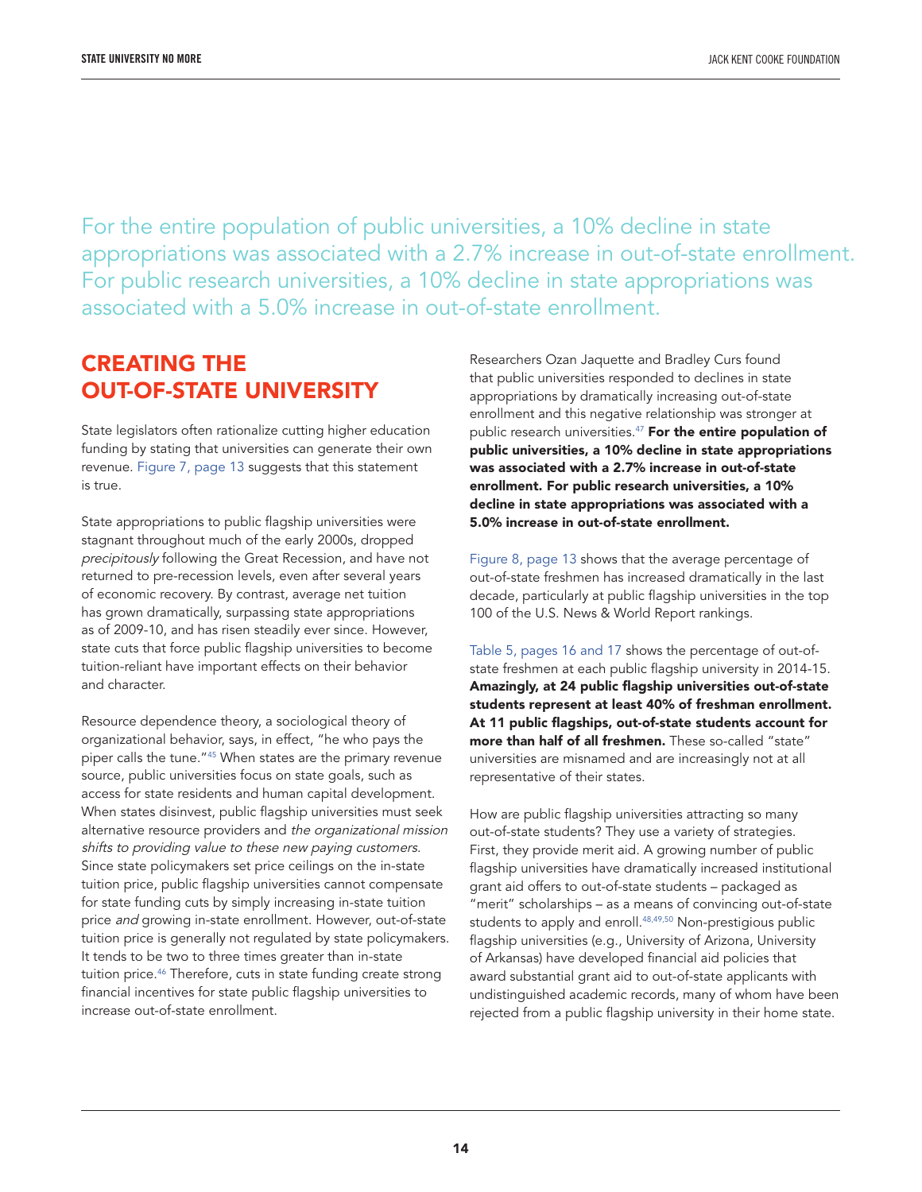For the entire population of public universities, a 10% decline in state appropriations was associated with a 2.7% increase in out-of-state enrollment. For public research universities, a 10% decline in state appropriations was associated with a 5.0% increase in out-of-state enrollment.

## CREATING THE OUT-OF-STATE UNIVERSITY

State legislators often rationalize cutting higher education funding by stating that universities can generate their own revenue. Figure 7, page 13 suggests that this statement is true.

State appropriations to public flagship universities were stagnant throughout much of the early 2000s, dropped *precipitously* following the Great Recession, and have not returned to pre-recession levels, even after several years of economic recovery. By contrast, average net tuition has grown dramatically, surpassing state appropriations as of 2009-10, and has risen steadily ever since. However, state cuts that force public flagship universities to become tuition-reliant have important effects on their behavior and character.

Resource dependence theory, a sociological theory of organizational behavior, says, in effect, "he who pays the piper calls the tune."[45] When states are the primary revenue source, public universities focus on state goals, such as access for state residents and human capital development. When states disinvest, public flagship universities must seek alternative resource providers and *the organizational mission shifts to providing value to these new paying customers.* Since state policymakers set price ceilings on the in-state tuition price, public flagship universities cannot compensate for state funding cuts by simply increasing in-state tuition price *and* growing in-state enrollment. However, out-of-state tuition price is generally not regulated by state policymakers. It tends to be two to three times greater than in-state tuition price.[46] Therefore, cuts in state funding create strong financial incentives for state public flagship universities to increase out-of-state enrollment.

Researchers Ozan Jaquette and Bradley Curs found that public universities responded to declines in state appropriations by dramatically increasing out-of-state enrollment and this negative relationship was stronger at public research universities.[47] **For the entire population of public universities, a 10% decline in state appropriations was associated with a 2.7% increase in out-of-state enrollment. For public research universities, a 10% decline in state appropriations was associated with a 5.0% increase in out-of-state enrollment.**

Figure 8, page 13 shows that the average percentage of out-of-state freshmen has increased dramatically in the last decade, particularly at public flagship universities in the top 100 of the U.S. News & World Report rankings.

Table 5, pages 16 and 17 shows the percentage of out-of-state freshmen at each public flagship university in 2014-15. **Amazingly, at 24 public flagship universities out-of-state students represent at least 40% of freshman enrollment. At 11 public flagships, out-of-state students account for more than half of all freshmen.** These so-called "state" universities are misnamed and are increasingly not at all representative of their states.

How are public flagship universities attracting so many out-of-state students? They use a variety of strategies. First, they provide merit aid. A growing number of public flagship universities have dramatically increased institutional grant aid offers to out-of-state students – packaged as "merit" scholarships – as a means of convincing out-of-state students to apply and enroll.[48,49,50] Non-prestigious public flagship universities (e.g., University of Arizona, University of Arkansas) have developed financial aid policies that award substantial grant aid to out-of-state applicants with undistinguished academic records, many of whom have been rejected from a public flagship university in their home state.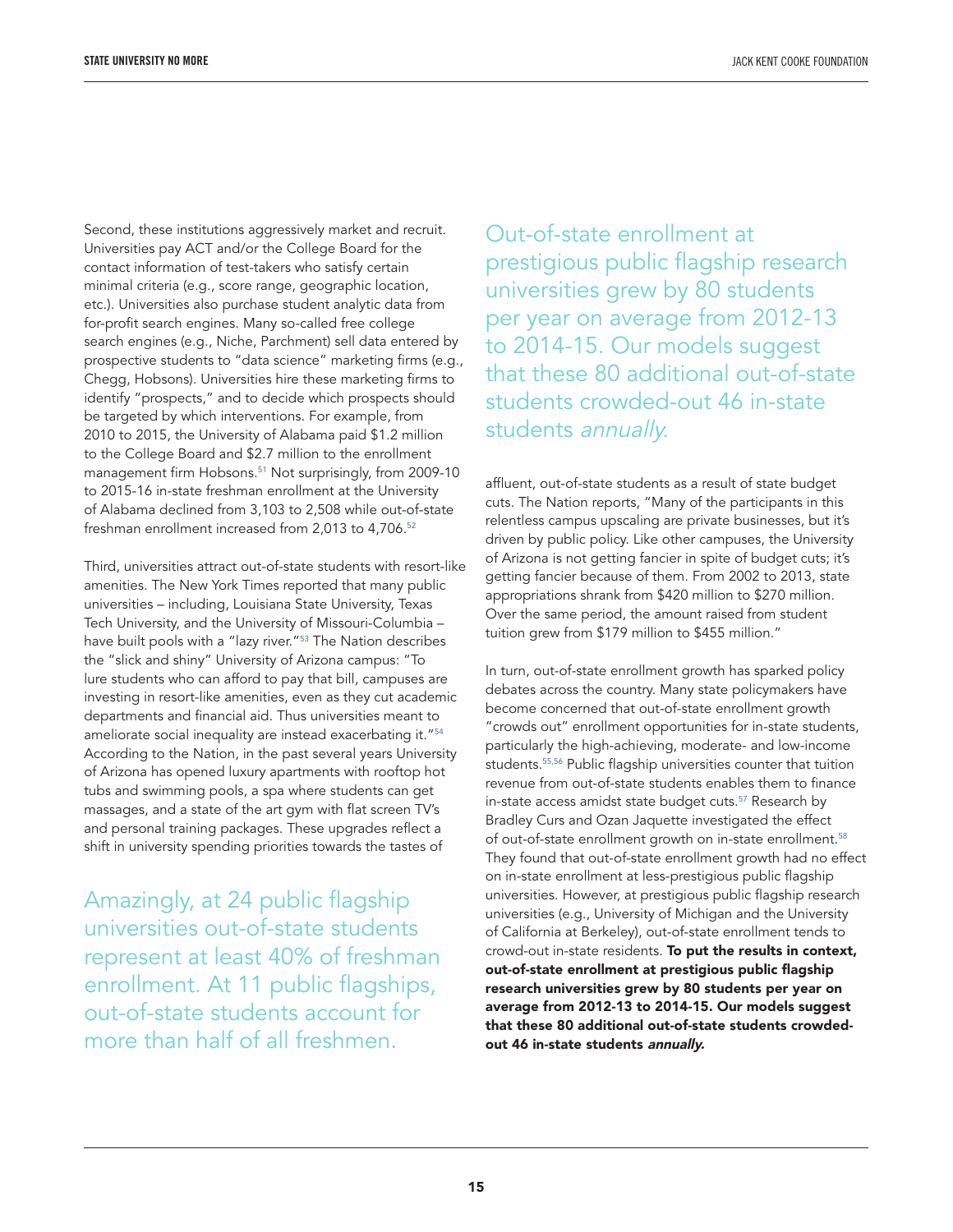Second, these institutions aggressively market and recruit. Universities pay ACT and/or the College Board for the contact information of test-takers who satisfy certain minimal criteria (e.g., score range, geographic location, etc.). Universities also purchase student analytic data from for-profit search engines. Many so-called free college search engines (e.g., Niche, Parchment) sell data entered by prospective students to "data science" marketing firms (e.g., Chegg, Hobsons). Universities hire these marketing firms to identify "prospects," and to decide which prospects should be targeted by which interventions. For example, from 2010 to 2015, the University of Alabama paid $1.2 million to the College Board and $2.7 million to the enrollment management firm Hobsons.[51] Not surprisingly, from 2009-10 to 2015-16 in-state freshman enrollment at the University of Alabama declined from 3,103 to 2,508 while out-of-state freshman enrollment increased from 2,013 to 4,706.[52]

Third, universities attract out-of-state students with resort-like amenities. The New York Times reported that many public universities – including, Louisiana State University, Texas Tech University, and the University of Missouri-Columbia – have built pools with a "lazy river."[53] The Nation describes the "slick and shiny" University of Arizona campus: "To lure students who can afford to pay that bill, campuses are investing in resort-like amenities, even as they cut academic departments and financial aid. Thus universities meant to ameliorate social inequality are instead exacerbating it."[54] According to the Nation, in the past several years University of Arizona has opened luxury apartments with rooftop hot tubs and swimming pools, a spa where students can get massages, and a state of the art gym with flat screen TV's and personal training packages. These upgrades reflect a shift in university spending priorities towards the tastes of affluent, out-of-state students as a result of state budget cuts. The Nation reports, "Many of the participants in this relentless campus upscaling are private businesses, but it's driven by public policy. Like other campuses, the University of Arizona is not getting fancier in spite of budget cuts; it's getting fancier because of them. From 2002 to 2013, state appropriations shrank from $420 million to $270 million. Over the same period, the amount raised from student tuition grew from $179 million to $455 million."

> Amazingly, at 24 public flagship universities out-of-state students represent at least 40% of freshman enrollment. At 11 public flagships, out-of-state students account for more than half of all freshmen.

In turn, out-of-state enrollment growth has sparked policy debates across the country. Many state policymakers have become concerned that out-of-state enrollment growth "crowds out" enrollment opportunities for in-state students, particularly the high-achieving, moderate- and low-income students.[55,56] Public flagship universities counter that tuition revenue from out-of-state students enables them to finance in-state access amidst state budget cuts.[57] Research by Bradley Curs and Ozan Jaquette investigated the effect of out-of-state enrollment growth on in-state enrollment.[58] They found that out-of-state enrollment growth had no effect on in-state enrollment at less-prestigious public flagship universities. However, at prestigious public flagship research universities (e.g., University of Michigan and the University of California at Berkeley), out-of-state enrollment tends to crowd-out in-state residents. **To put the results in context, out-of-state enrollment at prestigious public flagship research universities grew by 80 students per year on average from 2012-13 to 2014-15. Our models suggest that these 80 additional out-of-state students crowded-out 46 in-state students *annually.***

> Out-of-state enrollment at prestigious public flagship research universities grew by 80 students per year on average from 2012-13 to 2014-15. Our models suggest that these 80 additional out-of-state students crowded-out 46 in-state students *annually.*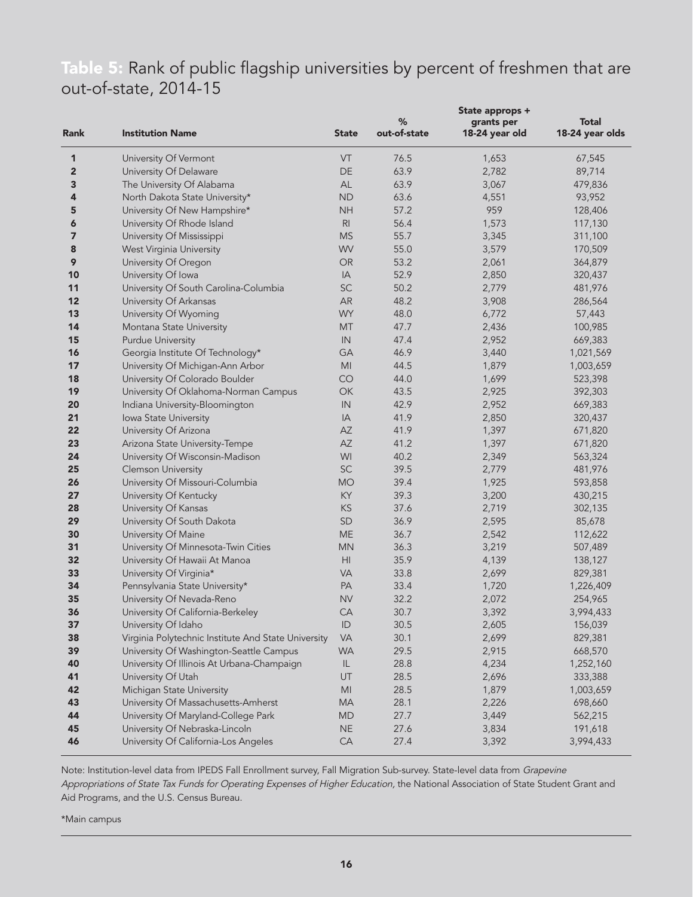## Table 5: Rank of public flagship universities by percent of freshmen that are out-of-state, 2014-15

| Rank | Institution Name | State | % out-of-state | State approps + grants per 18-24 year old | Total 18-24 year olds |
|---|---|---|---|---|---|
| 1 | University Of Vermont | VT | 76.5 | 1,653 | 67,545 |
| 2 | University Of Delaware | DE | 63.9 | 2,782 | 89,714 |
| 3 | The University Of Alabama | AL | 63.9 | 3,067 | 479,836 |
| 4 | North Dakota State University* | ND | 63.6 | 4,551 | 93,952 |
| 5 | University Of New Hampshire* | NH | 57.2 | 959 | 128,406 |
| 6 | University Of Rhode Island | RI | 56.4 | 1,573 | 117,130 |
| 7 | University Of Mississippi | MS | 55.7 | 3,345 | 311,100 |
| 8 | West Virginia University | WV | 55.0 | 3,579 | 170,509 |
| 9 | University Of Oregon | OR | 53.2 | 2,061 | 364,879 |
| 10 | University Of Iowa | IA | 52.9 | 2,850 | 320,437 |
| 11 | University Of South Carolina-Columbia | SC | 50.2 | 2,779 | 481,976 |
| 12 | University Of Arkansas | AR | 48.2 | 3,908 | 286,564 |
| 13 | University Of Wyoming | WY | 48.0 | 6,772 | 57,443 |
| 14 | Montana State University | MT | 47.7 | 2,436 | 100,985 |
| 15 | Purdue University | IN | 47.4 | 2,952 | 669,383 |
| 16 | Georgia Institute Of Technology* | GA | 46.9 | 3,440 | 1,021,569 |
| 17 | University Of Michigan-Ann Arbor | MI | 44.5 | 1,879 | 1,003,659 |
| 18 | University Of Colorado Boulder | CO | 44.0 | 1,699 | 523,398 |
| 19 | University Of Oklahoma-Norman Campus | OK | 43.5 | 2,925 | 392,303 |
| 20 | Indiana University-Bloomington | IN | 42.9 | 2,952 | 669,383 |
| 21 | Iowa State University | IA | 41.9 | 2,850 | 320,437 |
| 22 | University Of Arizona | AZ | 41.9 | 1,397 | 671,820 |
| 23 | Arizona State University-Tempe | AZ | 41.2 | 1,397 | 671,820 |
| 24 | University Of Wisconsin-Madison | WI | 40.2 | 2,349 | 563,324 |
| 25 | Clemson University | SC | 39.5 | 2,779 | 481,976 |
| 26 | University Of Missouri-Columbia | MO | 39.4 | 1,925 | 593,858 |
| 27 | University Of Kentucky | KY | 39.3 | 3,200 | 430,215 |
| 28 | University Of Kansas | KS | 37.6 | 2,719 | 302,135 |
| 29 | University Of South Dakota | SD | 36.9 | 2,595 | 85,678 |
| 30 | University Of Maine | ME | 36.7 | 2,542 | 112,622 |
| 31 | University Of Minnesota-Twin Cities | MN | 36.3 | 3,219 | 507,489 |
| 32 | University Of Hawaii At Manoa | HI | 35.9 | 4,139 | 138,127 |
| 33 | University Of Virginia* | VA | 33.8 | 2,699 | 829,381 |
| 34 | Pennsylvania State University* | PA | 33.4 | 1,720 | 1,226,409 |
| 35 | University Of Nevada-Reno | NV | 32.2 | 2,072 | 254,965 |
| 36 | University Of California-Berkeley | CA | 30.7 | 3,392 | 3,994,433 |
| 37 | University Of Idaho | ID | 30.5 | 2,605 | 156,039 |
| 38 | Virginia Polytechnic Institute And State University | VA | 30.1 | 2,699 | 829,381 |
| 39 | University Of Washington-Seattle Campus | WA | 29.5 | 2,915 | 668,570 |
| 40 | University Of Illinois At Urbana-Champaign | IL | 28.8 | 4,234 | 1,252,160 |
| 41 | University Of Utah | UT | 28.5 | 2,696 | 333,388 |
| 42 | Michigan State University | MI | 28.5 | 1,879 | 1,003,659 |
| 43 | University Of Massachusetts-Amherst | MA | 28.1 | 2,226 | 698,660 |
| 44 | University Of Maryland-College Park | MD | 27.7 | 3,449 | 562,215 |
| 45 | University Of Nebraska-Lincoln | NE | 27.6 | 3,834 | 191,618 |
| 46 | University Of California-Los Angeles | CA | 27.4 | 3,392 | 3,994,433 |

Note: Institution-level data from IPEDS Fall Enrollment survey, Fall Migration Sub-survey. State-level data from *Grapevine Appropriations of State Tax Funds for Operating Expenses of Higher Education,* the National Association of State Student Grant and Aid Programs, and the U.S. Census Bureau.

*Main campus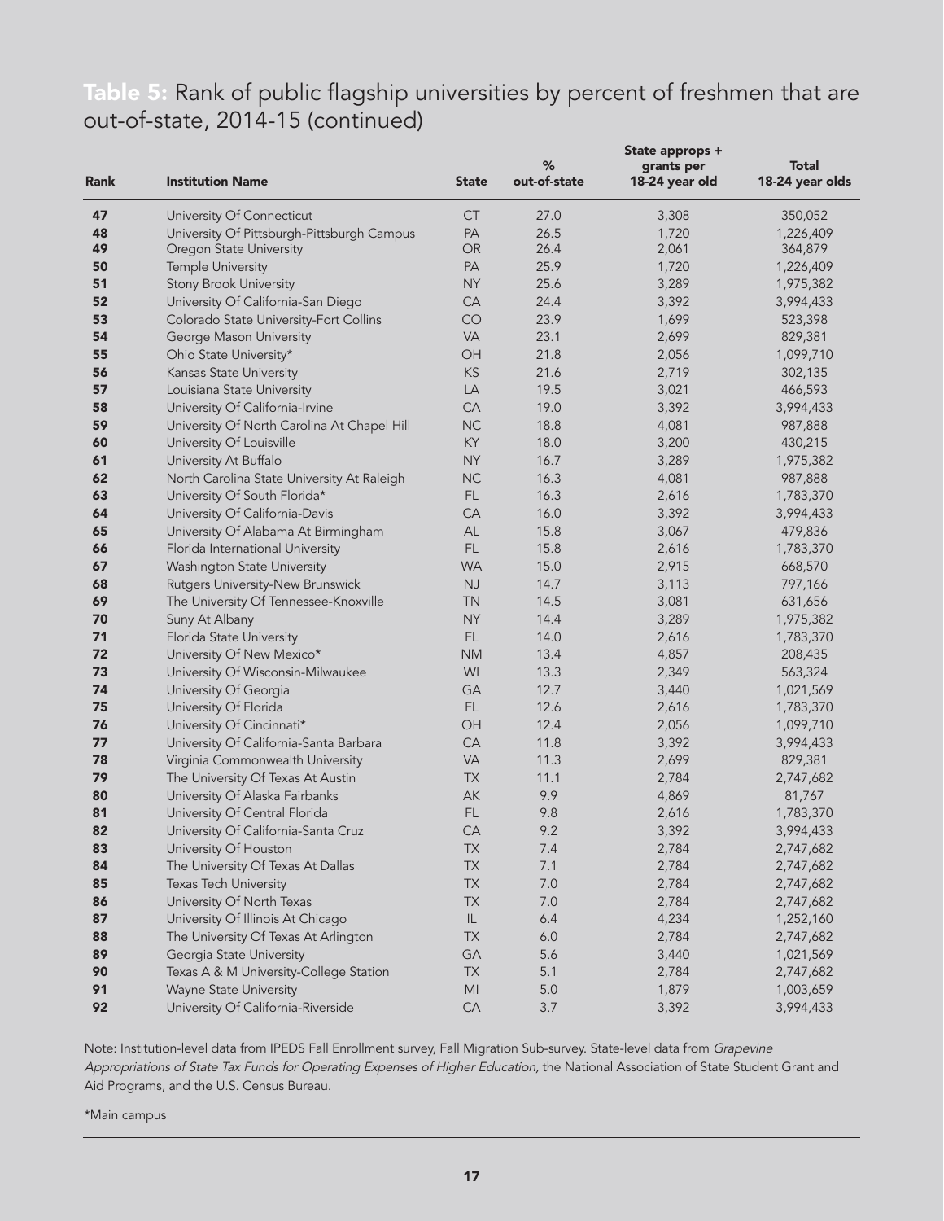## Table 5: Rank of public flagship universities by percent of freshmen that are out-of-state, 2014-15 (continued)

| Rank | Institution Name | State | % out-of-state | State approps + grants per 18-24 year old | Total 18-24 year olds |
|---|---|---|---|---|---|
| 47 | University Of Connecticut | CT | 27.0 | 3,308 | 350,052 |
| 48 | University Of Pittsburgh-Pittsburgh Campus | PA | 26.5 | 1,720 | 1,226,409 |
| 49 | Oregon State University | OR | 26.4 | 2,061 | 364,879 |
| 50 | Temple University | PA | 25.9 | 1,720 | 1,226,409 |
| 51 | Stony Brook University | NY | 25.6 | 3,289 | 1,975,382 |
| 52 | University Of California-San Diego | CA | 24.4 | 3,392 | 3,994,433 |
| 53 | Colorado State University-Fort Collins | CO | 23.9 | 1,699 | 523,398 |
| 54 | George Mason University | VA | 23.1 | 2,699 | 829,381 |
| 55 | Ohio State University* | OH | 21.8 | 2,056 | 1,099,710 |
| 56 | Kansas State University | KS | 21.6 | 2,719 | 302,135 |
| 57 | Louisiana State University | LA | 19.5 | 3,021 | 466,593 |
| 58 | University Of California-Irvine | CA | 19.0 | 3,392 | 3,994,433 |
| 59 | University Of North Carolina At Chapel Hill | NC | 18.8 | 4,081 | 987,888 |
| 60 | University Of Louisville | KY | 18.0 | 3,200 | 430,215 |
| 61 | University At Buffalo | NY | 16.7 | 3,289 | 1,975,382 |
| 62 | North Carolina State University At Raleigh | NC | 16.3 | 4,081 | 987,888 |
| 63 | University Of South Florida* | FL | 16.3 | 2,616 | 1,783,370 |
| 64 | University Of California-Davis | CA | 16.0 | 3,392 | 3,994,433 |
| 65 | University Of Alabama At Birmingham | AL | 15.8 | 3,067 | 479,836 |
| 66 | Florida International University | FL | 15.8 | 2,616 | 1,783,370 |
| 67 | Washington State University | WA | 15.0 | 2,915 | 668,570 |
| 68 | Rutgers University-New Brunswick | NJ | 14.7 | 3,113 | 797,166 |
| 69 | The University Of Tennessee-Knoxville | TN | 14.5 | 3,081 | 631,656 |
| 70 | Suny At Albany | NY | 14.4 | 3,289 | 1,975,382 |
| 71 | Florida State University | FL | 14.0 | 2,616 | 1,783,370 |
| 72 | University Of New Mexico* | NM | 13.4 | 4,857 | 208,435 |
| 73 | University Of Wisconsin-Milwaukee | WI | 13.3 | 2,349 | 563,324 |
| 74 | University Of Georgia | GA | 12.7 | 3,440 | 1,021,569 |
| 75 | University Of Florida | FL | 12.6 | 2,616 | 1,783,370 |
| 76 | University Of Cincinnati* | OH | 12.4 | 2,056 | 1,099,710 |
| 77 | University Of California-Santa Barbara | CA | 11.8 | 3,392 | 3,994,433 |
| 78 | Virginia Commonwealth University | VA | 11.3 | 2,699 | 829,381 |
| 79 | The University Of Texas At Austin | TX | 11.1 | 2,784 | 2,747,682 |
| 80 | University Of Alaska Fairbanks | AK | 9.9 | 4,869 | 81,767 |
| 81 | University Of Central Florida | FL | 9.8 | 2,616 | 1,783,370 |
| 82 | University Of California-Santa Cruz | CA | 9.2 | 3,392 | 3,994,433 |
| 83 | University Of Houston | TX | 7.4 | 2,784 | 2,747,682 |
| 84 | The University Of Texas At Dallas | TX | 7.1 | 2,784 | 2,747,682 |
| 85 | Texas Tech University | TX | 7.0 | 2,784 | 2,747,682 |
| 86 | University Of North Texas | TX | 7.0 | 2,784 | 2,747,682 |
| 87 | University Of Illinois At Chicago | IL | 6.4 | 4,234 | 1,252,160 |
| 88 | The University Of Texas At Arlington | TX | 6.0 | 2,784 | 2,747,682 |
| 89 | Georgia State University | GA | 5.6 | 3,440 | 1,021,569 |
| 90 | Texas A & M University-College Station | TX | 5.1 | 2,784 | 2,747,682 |
| 91 | Wayne State University | MI | 5.0 | 1,879 | 1,003,659 |
| 92 | University Of California-Riverside | CA | 3.7 | 3,392 | 3,994,433 |

Note: Institution-level data from IPEDS Fall Enrollment survey, Fall Migration Sub-survey. State-level data from *Grapevine Appropriations of State Tax Funds for Operating Expenses of Higher Education,* the National Association of State Student Grant and Aid Programs, and the U.S. Census Bureau.

*Main campus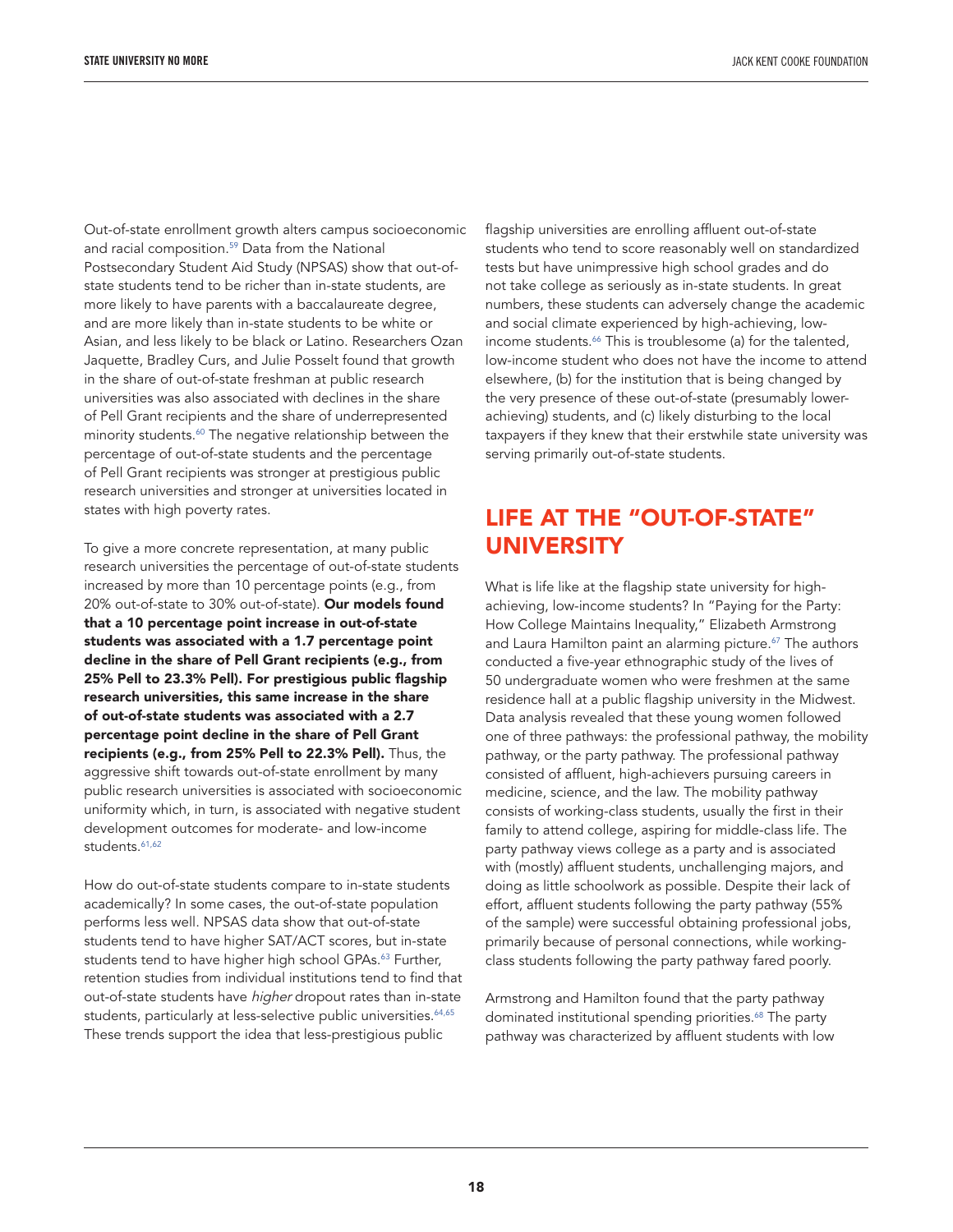Out-of-state enrollment growth alters campus socioeconomic and racial composition.[59] Data from the National Postsecondary Student Aid Study (NPSAS) show that out-of-state students tend to be richer than in-state students, are more likely to have parents with a baccalaureate degree, and are more likely than in-state students to be white or Asian, and less likely to be black or Latino. Researchers Ozan Jaquette, Bradley Curs, and Julie Posselt found that growth in the share of out-of-state freshman at public research universities was also associated with declines in the share of Pell Grant recipients and the share of underrepresented minority students.[60] The negative relationship between the percentage of out-of-state students and the percentage of Pell Grant recipients was stronger at prestigious public research universities and stronger at universities located in states with high poverty rates.

To give a more concrete representation, at many public research universities the percentage of out-of-state students increased by more than 10 percentage points (e.g., from 20% out-of-state to 30% out-of-state). **Our models found that a 10 percentage point increase in out-of-state students was associated with a 1.7 percentage point decline in the share of Pell Grant recipients (e.g., from 25% Pell to 23.3% Pell). For prestigious public flagship research universities, this same increase in the share of out-of-state students was associated with a 2.7 percentage point decline in the share of Pell Grant recipients (e.g., from 25% Pell to 22.3% Pell).** Thus, the aggressive shift towards out-of-state enrollment by many public research universities is associated with socioeconomic uniformity which, in turn, is associated with negative student development outcomes for moderate- and low-income students.[61,62]

How do out-of-state students compare to in-state students academically? In some cases, the out-of-state population performs less well. NPSAS data show that out-of-state students tend to have higher SAT/ACT scores, but in-state students tend to have higher high school GPAs.[63] Further, retention studies from individual institutions tend to find that out-of-state students have *higher* dropout rates than in-state students, particularly at less-selective public universities.[64,65] These trends support the idea that less-prestigious public flagship universities are enrolling affluent out-of-state students who tend to score reasonably well on standardized tests but have unimpressive high school grades and do not take college as seriously as in-state students. In great numbers, these students can adversely change the academic and social climate experienced by high-achieving, low-income students.[66] This is troublesome (a) for the talented, low-income student who does not have the income to attend elsewhere, (b) for the institution that is being changed by the very presence of these out-of-state (presumably lower-achieving) students, and (c) likely disturbing to the local taxpayers if they knew that their erstwhile state university was serving primarily out-of-state students.

## LIFE AT THE "OUT-OF-STATE" UNIVERSITY

What is life like at the flagship state university for high-achieving, low-income students? In "Paying for the Party: How College Maintains Inequality," Elizabeth Armstrong and Laura Hamilton paint an alarming picture.[67] The authors conducted a five-year ethnographic study of the lives of 50 undergraduate women who were freshmen at the same residence hall at a public flagship university in the Midwest. Data analysis revealed that these young women followed one of three pathways: the professional pathway, the mobility pathway, or the party pathway. The professional pathway consisted of affluent, high-achievers pursuing careers in medicine, science, and the law. The mobility pathway consists of working-class students, usually the first in their family to attend college, aspiring for middle-class life. The party pathway views college as a party and is associated with (mostly) affluent students, unchallenging majors, and doing as little schoolwork as possible. Despite their lack of effort, affluent students following the party pathway (55% of the sample) were successful obtaining professional jobs, primarily because of personal connections, while working-class students following the party pathway fared poorly.

Armstrong and Hamilton found that the party pathway dominated institutional spending priorities.[68] The party pathway was characterized by affluent students with low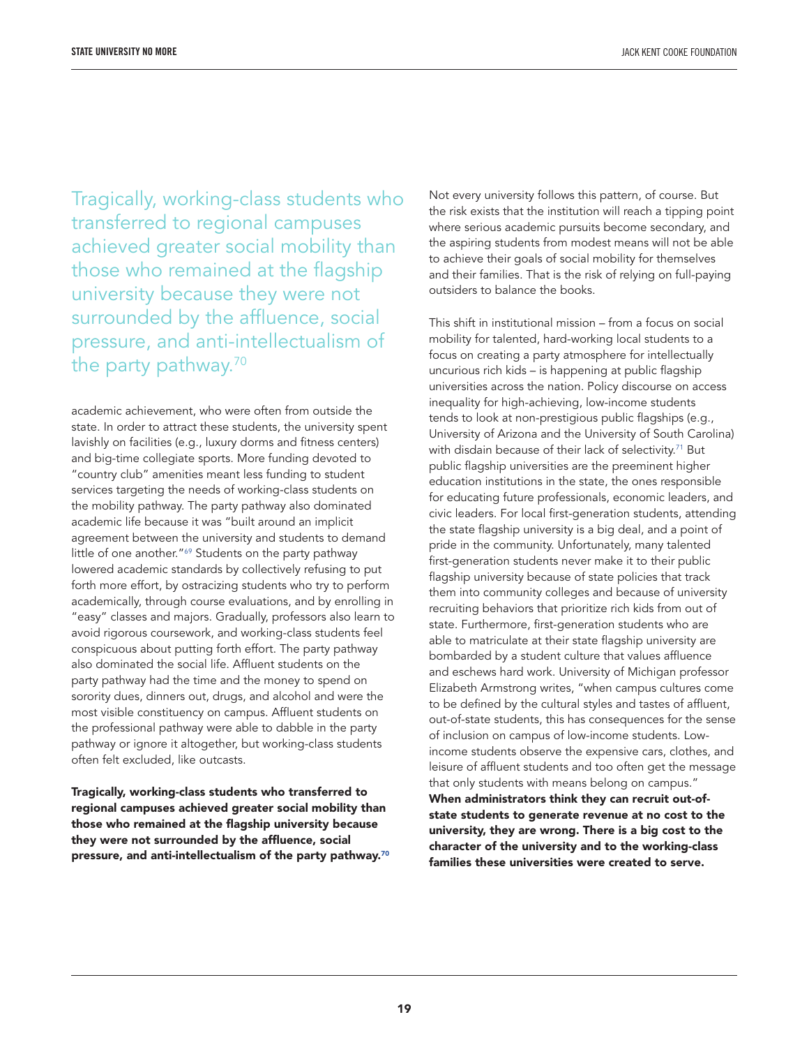Tragically, working-class students who transferred to regional campuses achieved greater social mobility than those who remained at the flagship university because they were not surrounded by the affluence, social pressure, and anti-intellectualism of the party pathway.[70]

academic achievement, who were often from outside the state. In order to attract these students, the university spent lavishly on facilities (e.g., luxury dorms and fitness centers) and big-time collegiate sports. More funding devoted to "country club" amenities meant less funding to student services targeting the needs of working-class students on the mobility pathway. The party pathway also dominated academic life because it was "built around an implicit agreement between the university and students to demand little of one another."[69] Students on the party pathway lowered academic standards by collectively refusing to put forth more effort, by ostracizing students who try to perform academically, through course evaluations, and by enrolling in "easy" classes and majors. Gradually, professors also learn to avoid rigorous coursework, and working-class students feel conspicuous about putting forth effort. The party pathway also dominated the social life. Affluent students on the party pathway had the time and the money to spend on sorority dues, dinners out, drugs, and alcohol and were the most visible constituency on campus. Affluent students on the professional pathway were able to dabble in the party pathway or ignore it altogether, but working-class students often felt excluded, like outcasts.

**Tragically, working-class students who transferred to regional campuses achieved greater social mobility than those who remained at the flagship university because they were not surrounded by the affluence, social pressure, and anti-intellectualism of the party pathway.**[70]

Not every university follows this pattern, of course. But the risk exists that the institution will reach a tipping point where serious academic pursuits become secondary, and the aspiring students from modest means will not be able to achieve their goals of social mobility for themselves and their families. That is the risk of relying on full-paying outsiders to balance the books.

This shift in institutional mission – from a focus on social mobility for talented, hard-working local students to a focus on creating a party atmosphere for intellectually uncurious rich kids – is happening at public flagship universities across the nation. Policy discourse on access inequality for high-achieving, low-income students tends to look at non-prestigious public flagships (e.g., University of Arizona and the University of South Carolina) with disdain because of their lack of selectivity.[71] But public flagship universities are the preeminent higher education institutions in the state, the ones responsible for educating future professionals, economic leaders, and civic leaders. For local first-generation students, attending the state flagship university is a big deal, and a point of pride in the community. Unfortunately, many talented first-generation students never make it to their public flagship university because of state policies that track them into community colleges and because of university recruiting behaviors that prioritize rich kids from out of state. Furthermore, first-generation students who are able to matriculate at their state flagship university are bombarded by a student culture that values affluence and eschews hard work. University of Michigan professor Elizabeth Armstrong writes, "when campus cultures come to be defined by the cultural styles and tastes of affluent, out-of-state students, this has consequences for the sense of inclusion on campus of low-income students. Low-income students observe the expensive cars, clothes, and leisure of affluent students and too often get the message that only students with means belong on campus." **When administrators think they can recruit out-of-state students to generate revenue at no cost to the university, they are wrong. There is a big cost to the character of the university and to the working-class families these universities were created to serve.**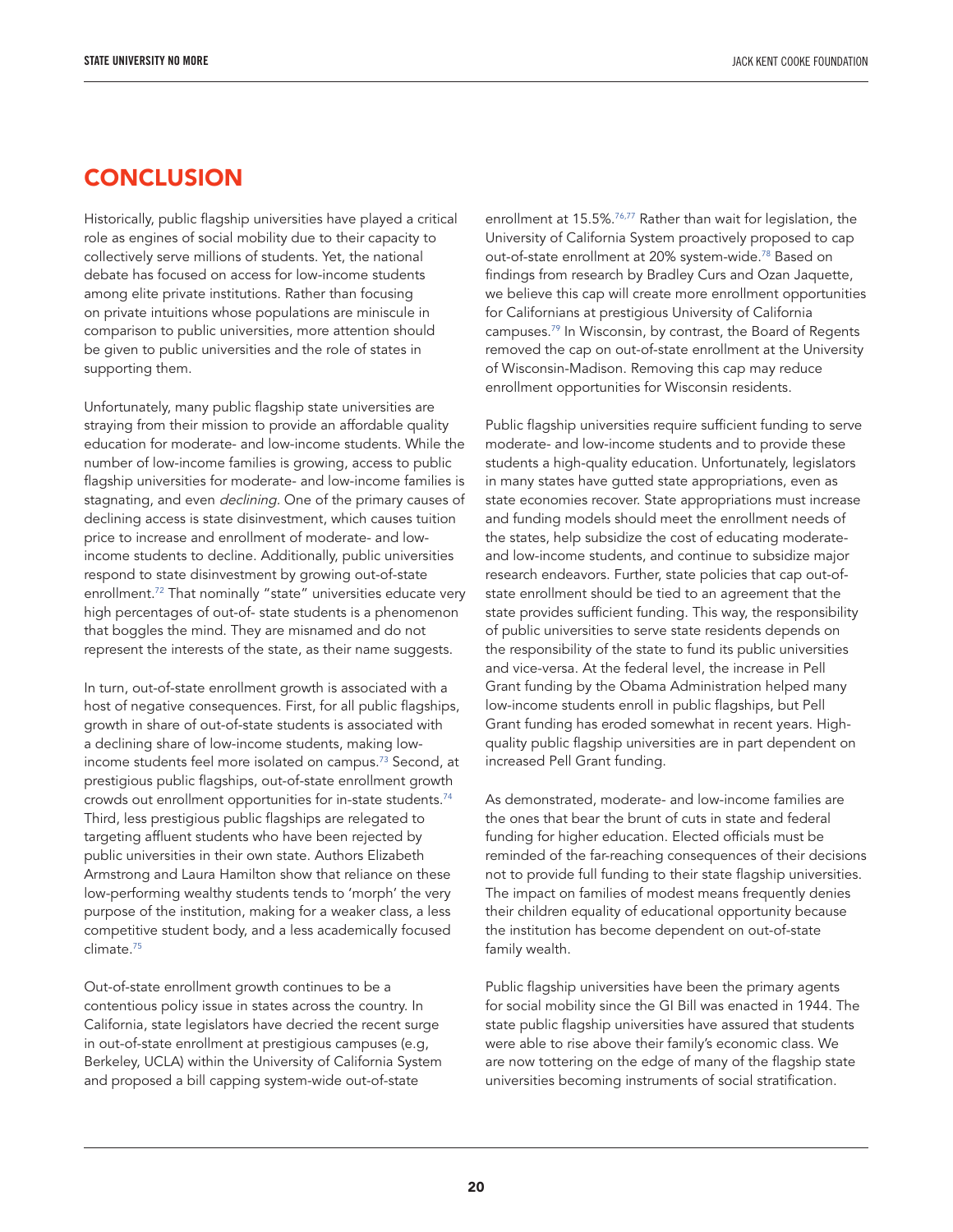## CONCLUSION

Historically, public flagship universities have played a critical role as engines of social mobility due to their capacity to collectively serve millions of students. Yet, the national debate has focused on access for low-income students among elite private institutions. Rather than focusing on private intuitions whose populations are miniscule in comparison to public universities, more attention should be given to public universities and the role of states in supporting them.

Unfortunately, many public flagship state universities are straying from their mission to provide an affordable quality education for moderate- and low-income students. While the number of low-income families is growing, access to public flagship universities for moderate- and low-income families is stagnating, and even *declining*. One of the primary causes of declining access is state disinvestment, which causes tuition price to increase and enrollment of moderate- and low-income students to decline. Additionally, public universities respond to state disinvestment by growing out-of-state enrollment.[72] That nominally "state" universities educate very high percentages of out-of- state students is a phenomenon that boggles the mind. They are misnamed and do not represent the interests of the state, as their name suggests.

In turn, out-of-state enrollment growth is associated with a host of negative consequences. First, for all public flagships, growth in share of out-of-state students is associated with a declining share of low-income students, making low-income students feel more isolated on campus.[73] Second, at prestigious public flagships, out-of-state enrollment growth crowds out enrollment opportunities for in-state students.[74] Third, less prestigious public flagships are relegated to targeting affluent students who have been rejected by public universities in their own state. Authors Elizabeth Armstrong and Laura Hamilton show that reliance on these low-performing wealthy students tends to 'morph' the very purpose of the institution, making for a weaker class, a less competitive student body, and a less academically focused climate.[75]

Out-of-state enrollment growth continues to be a contentious policy issue in states across the country. In California, state legislators have decried the recent surge in out-of-state enrollment at prestigious campuses (e.g, Berkeley, UCLA) within the University of California System and proposed a bill capping system-wide out-of-state enrollment at 15.5%.[76,77] Rather than wait for legislation, the University of California System proactively proposed to cap out-of-state enrollment at 20% system-wide.[78] Based on findings from research by Bradley Curs and Ozan Jaquette, we believe this cap will create more enrollment opportunities for Californians at prestigious University of California campuses.[79] In Wisconsin, by contrast, the Board of Regents removed the cap on out-of-state enrollment at the University of Wisconsin-Madison. Removing this cap may reduce enrollment opportunities for Wisconsin residents.

Public flagship universities require sufficient funding to serve moderate- and low-income students and to provide these students a high-quality education. Unfortunately, legislators in many states have gutted state appropriations, even as state economies recover. State appropriations must increase and funding models should meet the enrollment needs of the states, help subsidize the cost of educating moderate- and low-income students, and continue to subsidize major research endeavors. Further, state policies that cap out-of-state enrollment should be tied to an agreement that the state provides sufficient funding. This way, the responsibility of public universities to serve state residents depends on the responsibility of the state to fund its public universities and vice-versa. At the federal level, the increase in Pell Grant funding by the Obama Administration helped many low-income students enroll in public flagships, but Pell Grant funding has eroded somewhat in recent years. High-quality public flagship universities are in part dependent on increased Pell Grant funding.

As demonstrated, moderate- and low-income families are the ones that bear the brunt of cuts in state and federal funding for higher education. Elected officials must be reminded of the far-reaching consequences of their decisions not to provide full funding to their state flagship universities. The impact on families of modest means frequently denies their children equality of educational opportunity because the institution has become dependent on out-of-state family wealth.

Public flagship universities have been the primary agents for social mobility since the GI Bill was enacted in 1944. The state public flagship universities have assured that students were able to rise above their family's economic class. We are now tottering on the edge of many of the flagship state universities becoming instruments of social stratification.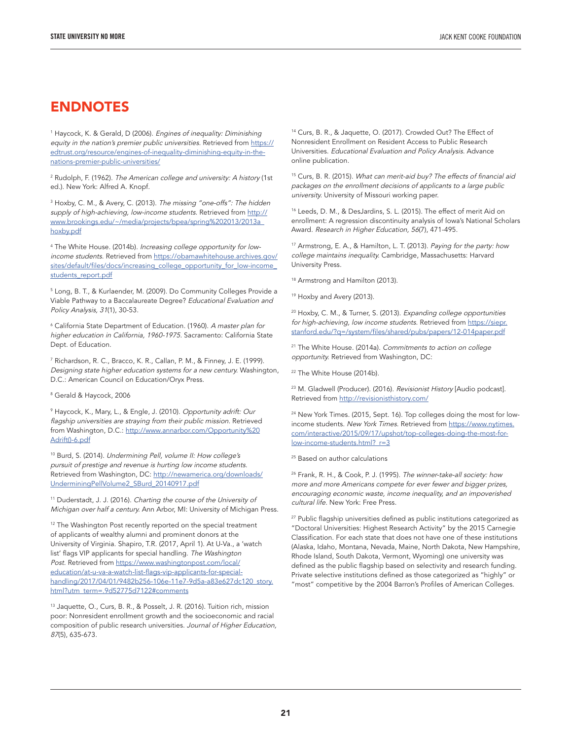# ENDNOTES

[1] Haycock, K. & Gerald, D (2006). *Engines of inequality: Diminishing equity in the nation's premier public universities.* Retrieved from https://edtrust.org/resource/engines-of-inequality-diminishing-equity-in-the-nations-premier-public-universities/

[2] Rudolph, F. (1962). *The American college and university: A history* (1st ed.). New York: Alfred A. Knopf.

[3] Hoxby, C. M., & Avery, C. (2013). *The missing "one-offs": The hidden supply of high-achieving, low-income students.* Retrieved from http://www.brookings.edu/~/media/projects/bpea/spring%202013/2013a_hoxby.pdf

[4] The White House. (2014b). *Increasing college opportunity for low-income students.* Retrieved from https://obamawhitehouse.archives.gov/sites/default/files/docs/increasing_college_opportunity_for_low-income_students_report.pdf

[5] Long, B. T., & Kurlaender, M. (2009). Do Community Colleges Provide a Viable Pathway to a Baccalaureate Degree? *Educational Evaluation and Policy Analysis, 31*(1), 30-53.

[6] California State Department of Education. (1960). *A master plan for higher education in California, 1960-1975.* Sacramento: California State Dept. of Education.

[7] Richardson, R. C., Bracco, K. R., Callan, P. M., & Finney, J. E. (1999). *Designing state higher education systems for a new century.* Washington, D.C.: American Council on Education/Oryx Press.

[8] Gerald & Haycock, 2006

[9] Haycock, K., Mary, L., & Engle, J. (2010). *Opportunity adrift: Our flagship universities are straying from their public mission.* Retrieved from Washington, D.C.: http://www.annarbor.com/Opportunity%20Adrift()-6.pdf

[10] Burd, S. (2014). *Undermining Pell, volume II: How college's pursuit of prestige and revenue is hurting low income students.* Retrieved from Washington, DC: http://newamerica.org/downloads/UnderminingPellVolume2_SBurd_20140917.pdf

[11] Duderstadt, J. J. (2016). *Charting the course of the University of Michigan over half a century.* Ann Arbor, MI: University of Michigan Press.

[12] The Washington Post recently reported on the special treatment of applicants of wealthy alumni and prominent donors at the University of Virginia. Shapiro, T.R. (2017, April 1). At U-Va., a 'watch list' flags VIP applicants for special handling. *The Washington Post.* Retrieved from https://www.washingtonpost.com/local/education/at-u-va-a-watch-list-flags-vip-applicants-for-special-handling/2017/04/01/9482b256-106e-11e7-9d5a-a83e627dc120_story.html?utm_term=.9d52775d7122#comments

[13] Jaquette, O., Curs, B. R., & Posselt, J. R. (2016). Tuition rich, mission poor: Nonresident enrollment growth and the socioeconomic and racial composition of public research universities. *Journal of Higher Education, 87*(5), 635-673.

[14] Curs, B. R., & Jaquette, O. (2017). Crowded Out? The Effect of Nonresident Enrollment on Resident Access to Public Research Universities. *Educational Evaluation and Policy Analysis.* Advance online publication.

[15] Curs, B. R. (2015). *What can merit-aid buy? The effects of financial aid packages on the enrollment decisions of applicants to a large public university.* University of Missouri working paper.

[16] Leeds, D. M., & DesJardins, S. L. (2015). The effect of merit Aid on enrollment: A regression discontinuity analysis of Iowa's National Scholars Award. *Research in Higher Education, 56*(7), 471-495.

[17] Armstrong, E. A., & Hamilton, L. T. (2013). *Paying for the party: how college maintains inequality.* Cambridge, Massachusetts: Harvard University Press.

[18] Armstrong and Hamilton (2013).

[19] Hoxby and Avery (2013).

[20] Hoxby, C. M., & Turner, S. (2013). *Expanding college opportunities for high-achieving, low income students.* Retrieved from https://siepr.stanford.edu/?q=/system/files/shared/pubs/papers/12-014paper.pdf

[21] The White House. (2014a). *Commitments to action on college opportunity.* Retrieved from Washington, DC:

[22] The White House (2014b).

[23] M. Gladwell (Producer). (2016). *Revisionist History* [Audio podcast]. Retrieved from http://revisionisthistory.com/

[24] New York Times. (2015, Sept. 16). Top colleges doing the most for low-income students. *New York Times.* Retrieved from https://www.nytimes.com/interactive/2015/09/17/upshot/top-colleges-doing-the-most-for-low-income-students.html?_r=3

[25] Based on author calculations

[26] Frank, R. H., & Cook, P. J. (1995). *The winner-take-all society: how more and more Americans compete for ever fewer and bigger prizes, encouraging economic waste, income inequality, and an impoverished cultural life.* New York: Free Press.

[27] Public flagship universities defined as public institutions categorized as "Doctoral Universities: Highest Research Activity" by the 2015 Carnegie Classification. For each state that does not have one of these institutions (Alaska, Idaho, Montana, Nevada, Maine, North Dakota, New Hampshire, Rhode Island, South Dakota, Vermont, Wyoming) one university was defined as the public flagship based on selectivity and research funding. Private selective institutions defined as those categorized as "highly" or "most" competitive by the 2004 Barron's Profiles of American Colleges.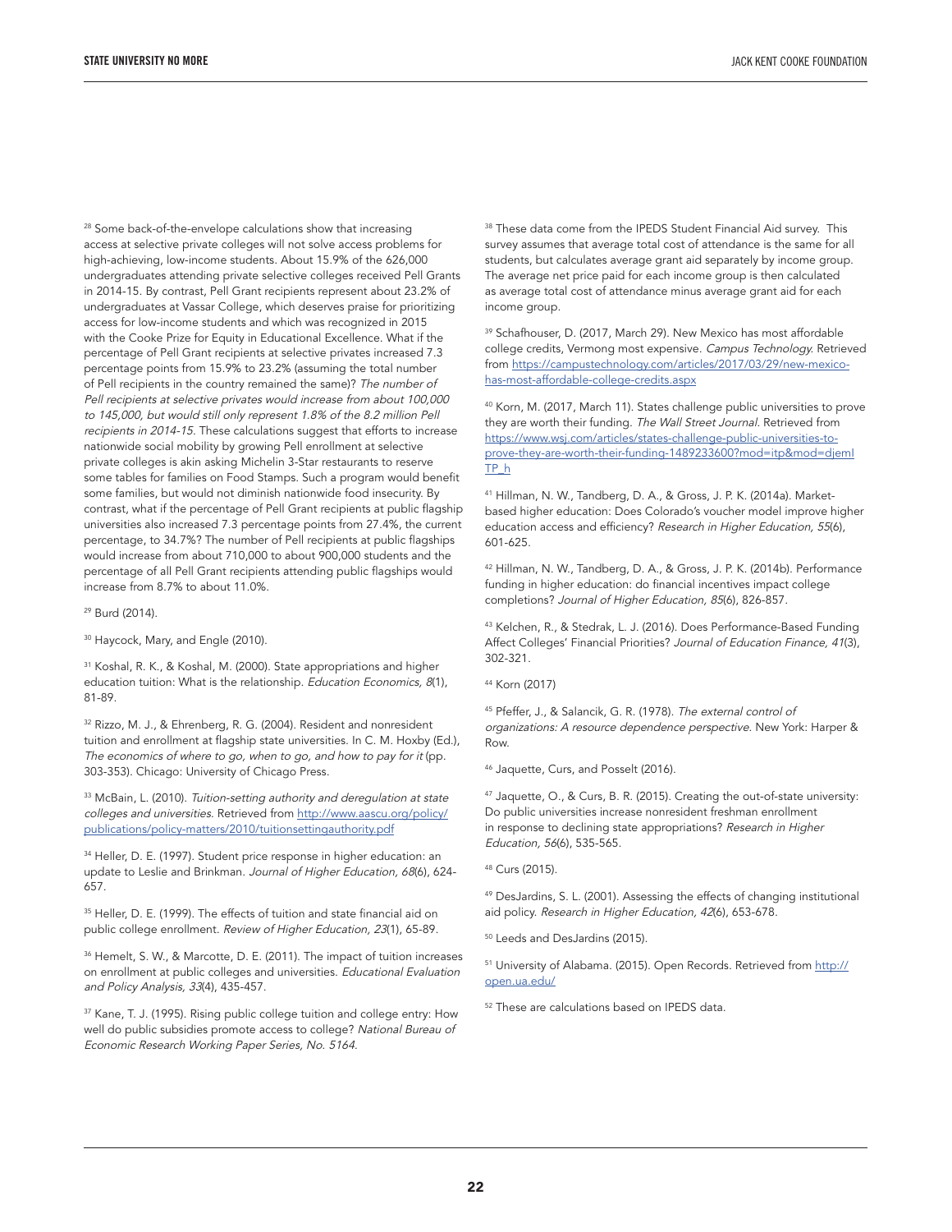[28] Some back-of-the-envelope calculations show that increasing access at selective private colleges will not solve access problems for high-achieving, low-income students. About 15.9% of the 626,000 undergraduates attending private selective colleges received Pell Grants in 2014-15. By contrast, Pell Grant recipients represent about 23.2% of undergraduates at Vassar College, which deserves praise for prioritizing access for low-income students and which was recognized in 2015 with the Cooke Prize for Equity in Educational Excellence. What if the percentage of Pell Grant recipients at selective privates increased 7.3 percentage points from 15.9% to 23.2% (assuming the total number of Pell recipients in the country remained the same)? *The number of Pell recipients at selective privates would increase from about 100,000 to 145,000, but would still only represent 1.8% of the 8.2 million Pell recipients in 2014-15.* These calculations suggest that efforts to increase nationwide social mobility by growing Pell enrollment at selective private colleges is akin asking Michelin 3-Star restaurants to reserve some tables for families on Food Stamps. Such a program would benefit some families, but would not diminish nationwide food insecurity. By contrast, what if the percentage of Pell Grant recipients at public flagship universities also increased 7.3 percentage points from 27.4%, the current percentage, to 34.7%? The number of Pell recipients at public flagships would increase from about 710,000 to about 900,000 students and the percentage of all Pell Grant recipients attending public flagships would increase from 8.7% to about 11.0%.

[29] Burd (2014).

[30] Haycock, Mary, and Engle (2010).

[31] Koshal, R. K., & Koshal, M. (2000). State appropriations and higher education tuition: What is the relationship. *Education Economics, 8*(1), 81-89.

[32] Rizzo, M. J., & Ehrenberg, R. G. (2004). Resident and nonresident tuition and enrollment at flagship state universities. In C. M. Hoxby (Ed.), *The economics of where to go, when to go, and how to pay for it* (pp. 303-353). Chicago: University of Chicago Press.

[33] McBain, L. (2010). *Tuition-setting authority and deregulation at state colleges and universities.* Retrieved from http://www.aascu.org/policy/publications/policy-matters/2010/tuitionsettingauthority.pdf

[34] Heller, D. E. (1997). Student price response in higher education: an update to Leslie and Brinkman. *Journal of Higher Education, 68*(6), 624-657.

[35] Heller, D. E. (1999). The effects of tuition and state financial aid on public college enrollment. *Review of Higher Education, 23*(1), 65-89.

[36] Hemelt, S. W., & Marcotte, D. E. (2011). The impact of tuition increases on enrollment at public colleges and universities. *Educational Evaluation and Policy Analysis, 33*(4), 435-457.

[37] Kane, T. J. (1995). Rising public college tuition and college entry: How well do public subsidies promote access to college? *National Bureau of Economic Research Working Paper Series, No. 5164.*

[38] These data come from the IPEDS Student Financial Aid survey. This survey assumes that average total cost of attendance is the same for all students, but calculates average grant aid separately by income group. The average net price paid for each income group is then calculated as average total cost of attendance minus average grant aid for each income group.

[39] Schafhouser, D. (2017, March 29). New Mexico has most affordable college credits, Vermong most expensive. *Campus Technology.* Retrieved from https://campustechnology.com/articles/2017/03/29/new-mexico-has-most-affordable-college-credits.aspx

[40] Korn, M. (2017, March 11). States challenge public universities to prove they are worth their funding. *The Wall Street Journal.* Retrieved from https://www.wsj.com/articles/states-challenge-public-universities-to-prove-they-are-worth-their-funding-1489233600?mod=itp&mod=djemlTP_h

[41] Hillman, N. W., Tandberg, D. A., & Gross, J. P. K. (2014a). Market-based higher education: Does Colorado's voucher model improve higher education access and efficiency? *Research in Higher Education, 55*(6), 601-625.

[42] Hillman, N. W., Tandberg, D. A., & Gross, J. P. K. (2014b). Performance funding in higher education: do financial incentives impact college completions? *Journal of Higher Education, 85*(6), 826-857.

[43] Kelchen, R., & Stedrak, L. J. (2016). Does Performance-Based Funding Affect Colleges' Financial Priorities? *Journal of Education Finance, 41*(3), 302-321.

[44] Korn (2017)

[45] Pfeffer, J., & Salancik, G. R. (1978). *The external control of organizations: A resource dependence perspective.* New York: Harper & Row.

[46] Jaquette, Curs, and Posselt (2016).

[47] Jaquette, O., & Curs, B. R. (2015). Creating the out-of-state university: Do public universities increase nonresident freshman enrollment in response to declining state appropriations? *Research in Higher Education, 56*(6), 535-565.

[48] Curs (2015).

[49] DesJardins, S. L. (2001). Assessing the effects of changing institutional aid policy. *Research in Higher Education, 42*(6), 653-678.

[50] Leeds and DesJardins (2015).

[51] University of Alabama. (2015). Open Records. Retrieved from http://open.ua.edu/

[52] These are calculations based on IPEDS data.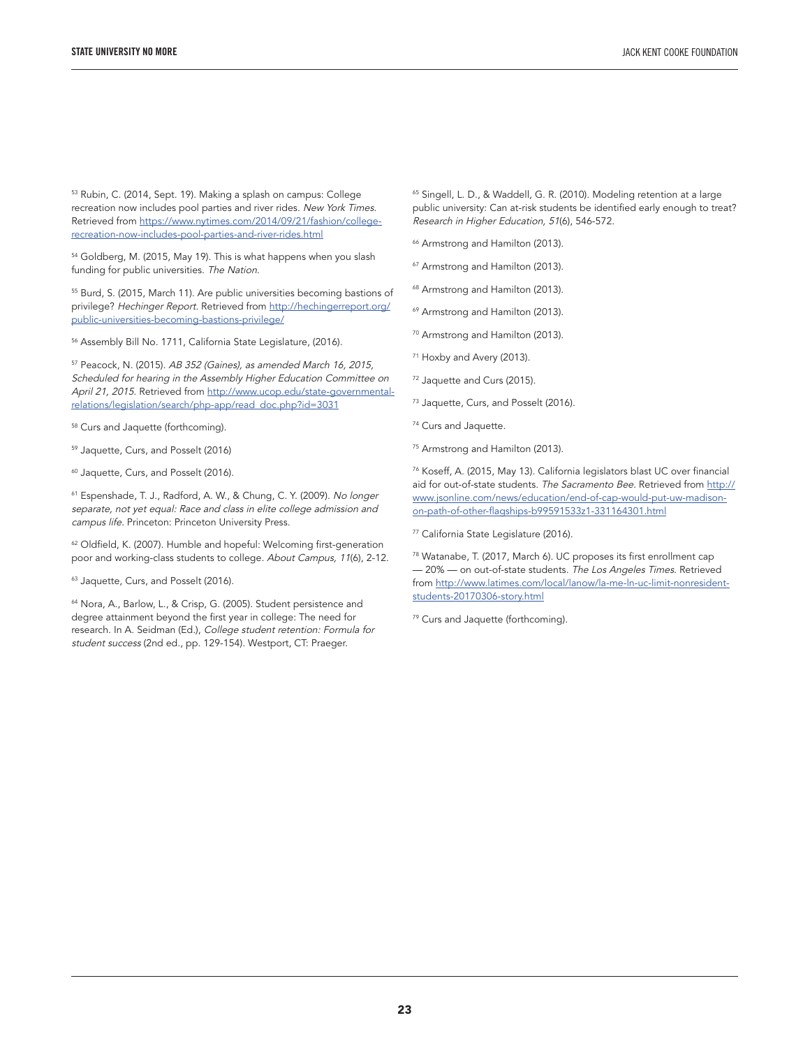[53] Rubin, C. (2014, Sept. 19). Making a splash on campus: College recreation now includes pool parties and river rides. *New York Times*. Retrieved from https://www.nytimes.com/2014/09/21/fashion/college-recreation-now-includes-pool-parties-and-river-rides.html

[54] Goldberg, M. (2015, May 19). This is what happens when you slash funding for public universities. *The Nation*.

[55] Burd, S. (2015, March 11). Are public universities becoming bastions of privilege? *Hechinger Report*. Retrieved from http://hechingerreport.org/public-universities-becoming-bastions-privilege/

[56] Assembly Bill No. 1711, California State Legislature, (2016).

[57] Peacock, N. (2015). *AB 352 (Gaines), as amended March 16, 2015, Scheduled for hearing in the Assembly Higher Education Committee on April 21, 2015*. Retrieved from http://www.ucop.edu/state-governmental-relations/legislation/search/php-app/read_doc.php?id=3031

[58] Curs and Jaquette (forthcoming).

[59] Jaquette, Curs, and Posselt (2016)

[60] Jaquette, Curs, and Posselt (2016).

[61] Espenshade, T. J., Radford, A. W., & Chung, C. Y. (2009). *No longer separate, not yet equal: Race and class in elite college admission and campus life*. Princeton: Princeton University Press.

[62] Oldfield, K. (2007). Humble and hopeful: Welcoming first-generation poor and working-class students to college. *About Campus, 11*(6), 2-12.

[63] Jaquette, Curs, and Posselt (2016).

[64] Nora, A., Barlow, L., & Crisp, G. (2005). Student persistence and degree attainment beyond the first year in college: The need for research. In A. Seidman (Ed.), *College student retention: Formula for student success* (2nd ed., pp. 129-154). Westport, CT: Praeger.

[65] Singell, L. D., & Waddell, G. R. (2010). Modeling retention at a large public university: Can at-risk students be identified early enough to treat? *Research in Higher Education, 51*(6), 546-572.

[66] Armstrong and Hamilton (2013).

[67] Armstrong and Hamilton (2013).

[68] Armstrong and Hamilton (2013).

[69] Armstrong and Hamilton (2013).

[70] Armstrong and Hamilton (2013).

[71] Hoxby and Avery (2013).

[72] Jaquette and Curs (2015).

[73] Jaquette, Curs, and Posselt (2016).

[74] Curs and Jaquette.

[75] Armstrong and Hamilton (2013).

[76] Koseff, A. (2015, May 13). California legislators blast UC over financial aid for out-of-state students. *The Sacramento Bee*. Retrieved from http://www.jsonline.com/news/education/end-of-cap-would-put-uw-madison-on-path-of-other-flagships-b99591533z1-331164301.html

[77] California State Legislature (2016).

[78] Watanabe, T. (2017, March 6). UC proposes its first enrollment cap — 20% — on out-of-state students. *The Los Angeles Times*. Retrieved from http://www.latimes.com/local/lanow/la-me-ln-uc-limit-nonresident-students-20170306-story.html

[79] Curs and Jaquette (forthcoming).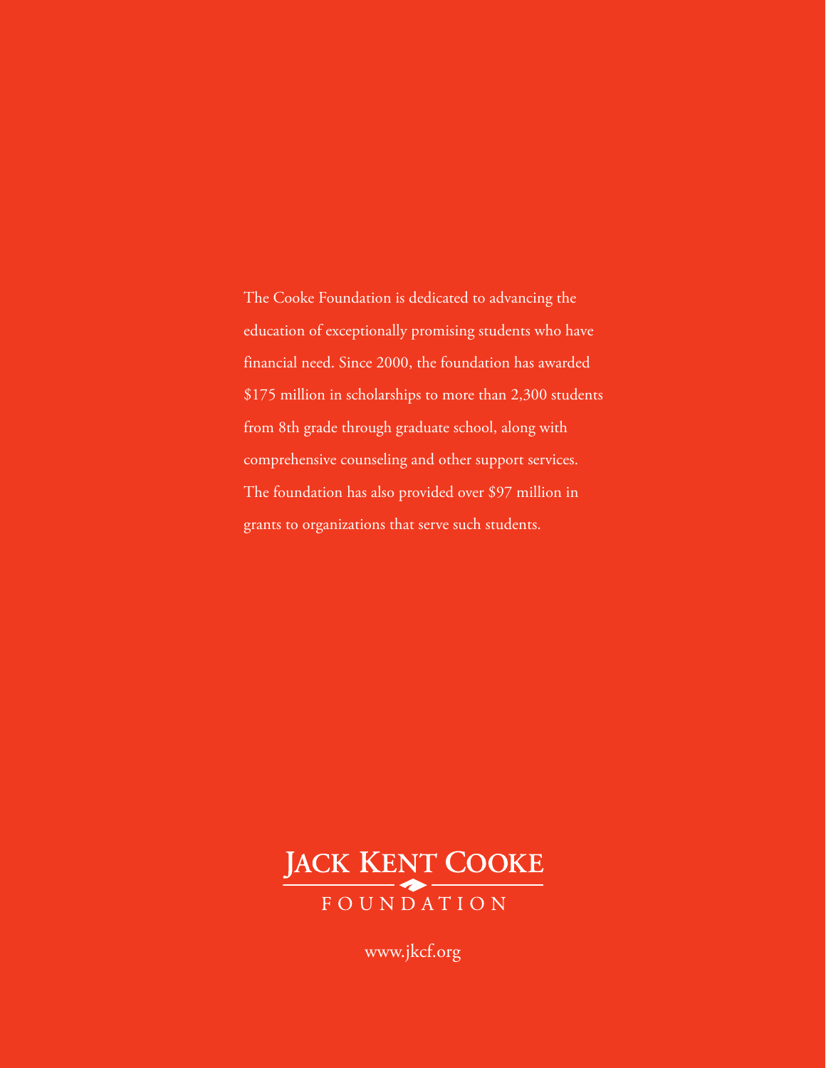The Cooke Foundation is dedicated to advancing the education of exceptionally promising students who have financial need. Since 2000, the foundation has awarded $175 million in scholarships to more than 2,300 students from 8th grade through graduate school, along with comprehensive counseling and other support services. The foundation has also provided over $97 million in grants to organizations that serve such students.

JACK KENT COOKE

FOUNDATION

www.jkcf.org